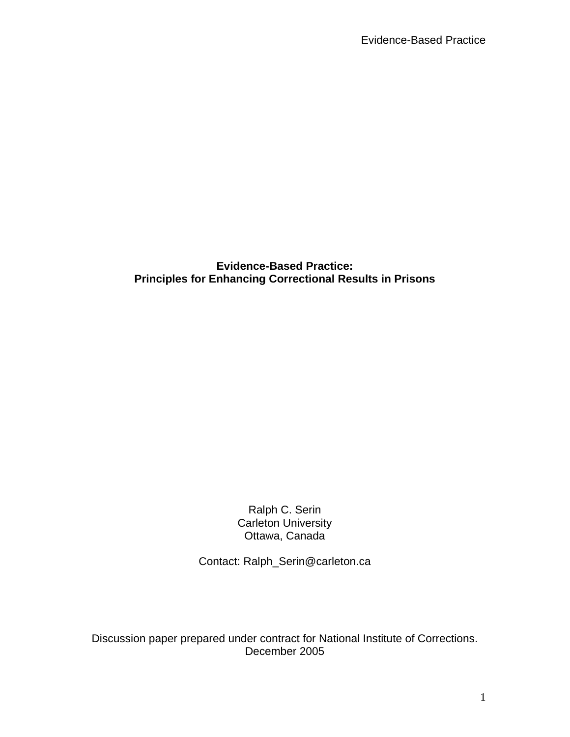# Evidence-Based Practice:
# Principles for Enhancing Correctional Results in Prisons

Ralph C. Serin
Carleton University
Ottawa, Canada

Contact: Ralph_Serin@carleton.ca

Discussion paper prepared under contract for National Institute of Corrections.
December 2005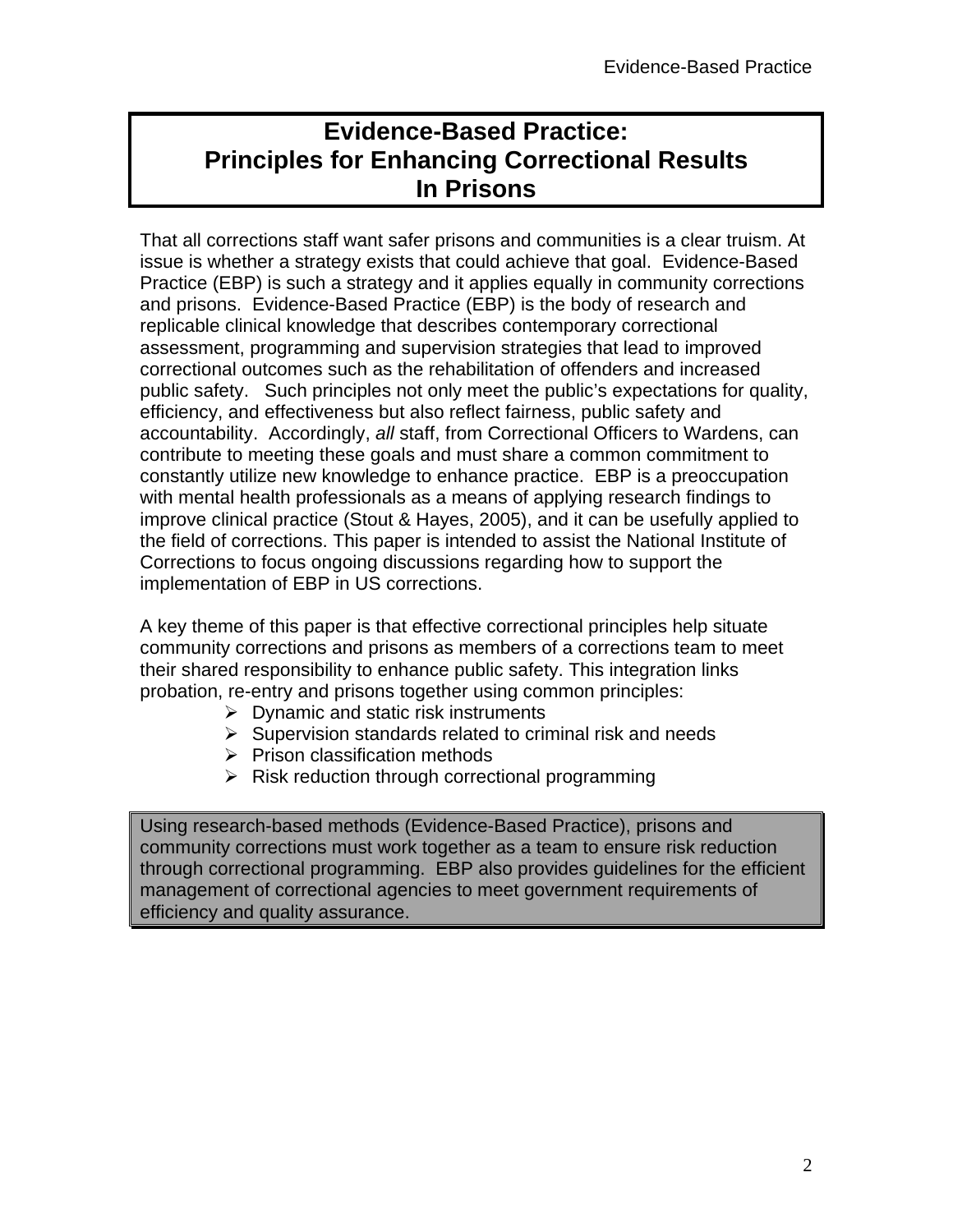# Evidence-Based Practice: Principles for Enhancing Correctional Results In Prisons

That all corrections staff want safer prisons and communities is a clear truism. At issue is whether a strategy exists that could achieve that goal. Evidence-Based Practice (EBP) is such a strategy and it applies equally in community corrections and prisons. Evidence-Based Practice (EBP) is the body of research and replicable clinical knowledge that describes contemporary correctional assessment, programming and supervision strategies that lead to improved correctional outcomes such as the rehabilitation of offenders and increased public safety. Such principles not only meet the public's expectations for quality, efficiency, and effectiveness but also reflect fairness, public safety and accountability. Accordingly, *all* staff, from Correctional Officers to Wardens, can contribute to meeting these goals and must share a common commitment to constantly utilize new knowledge to enhance practice. EBP is a preoccupation with mental health professionals as a means of applying research findings to improve clinical practice (Stout & Hayes, 2005), and it can be usefully applied to the field of corrections. This paper is intended to assist the National Institute of Corrections to focus ongoing discussions regarding how to support the implementation of EBP in US corrections.

A key theme of this paper is that effective correctional principles help situate community corrections and prisons as members of a corrections team to meet their shared responsibility to enhance public safety. This integration links probation, re-entry and prisons together using common principles:

- Dynamic and static risk instruments
- Supervision standards related to criminal risk and needs
- Prison classification methods
- Risk reduction through correctional programming

> Using research-based methods (Evidence-Based Practice), prisons and community corrections must work together as a team to ensure risk reduction through correctional programming. EBP also provides guidelines for the efficient management of correctional agencies to meet government requirements of efficiency and quality assurance.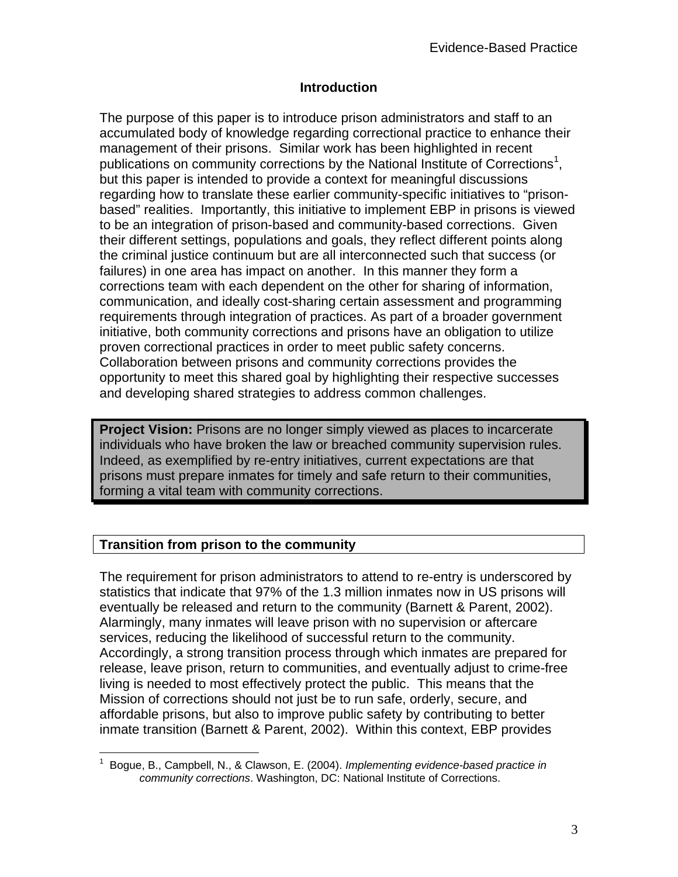## Introduction

The purpose of this paper is to introduce prison administrators and staff to an accumulated body of knowledge regarding correctional practice to enhance their management of their prisons. Similar work has been highlighted in recent publications on community corrections by the National Institute of Corrections[1], but this paper is intended to provide a context for meaningful discussions regarding how to translate these earlier community-specific initiatives to "prison-based" realities. Importantly, this initiative to implement EBP in prisons is viewed to be an integration of prison-based and community-based corrections. Given their different settings, populations and goals, they reflect different points along the criminal justice continuum but are all interconnected such that success (or failures) in one area has impact on another. In this manner they form a corrections team with each dependent on the other for sharing of information, communication, and ideally cost-sharing certain assessment and programming requirements through integration of practices. As part of a broader government initiative, both community corrections and prisons have an obligation to utilize proven correctional practices in order to meet public safety concerns. Collaboration between prisons and community corrections provides the opportunity to meet this shared goal by highlighting their respective successes and developing shared strategies to address common challenges.

> **Project Vision:** Prisons are no longer simply viewed as places to incarcerate individuals who have broken the law or breached community supervision rules. Indeed, as exemplified by re-entry initiatives, current expectations are that prisons must prepare inmates for timely and safe return to their communities, forming a vital team with community corrections.

### Transition from prison to the community

The requirement for prison administrators to attend to re-entry is underscored by statistics that indicate that 97% of the 1.3 million inmates now in US prisons will eventually be released and return to the community (Barnett & Parent, 2002). Alarmingly, many inmates will leave prison with no supervision or aftercare services, reducing the likelihood of successful return to the community. Accordingly, a strong transition process through which inmates are prepared for release, leave prison, return to communities, and eventually adjust to crime-free living is needed to most effectively protect the public. This means that the Mission of corrections should not just be to run safe, orderly, secure, and affordable prisons, but also to improve public safety by contributing to better inmate transition (Barnett & Parent, 2002). Within this context, EBP provides

---

[1] Bogue, B., Campbell, N., & Clawson, E. (2004). *Implementing evidence-based practice in community corrections*. Washington, DC: National Institute of Corrections.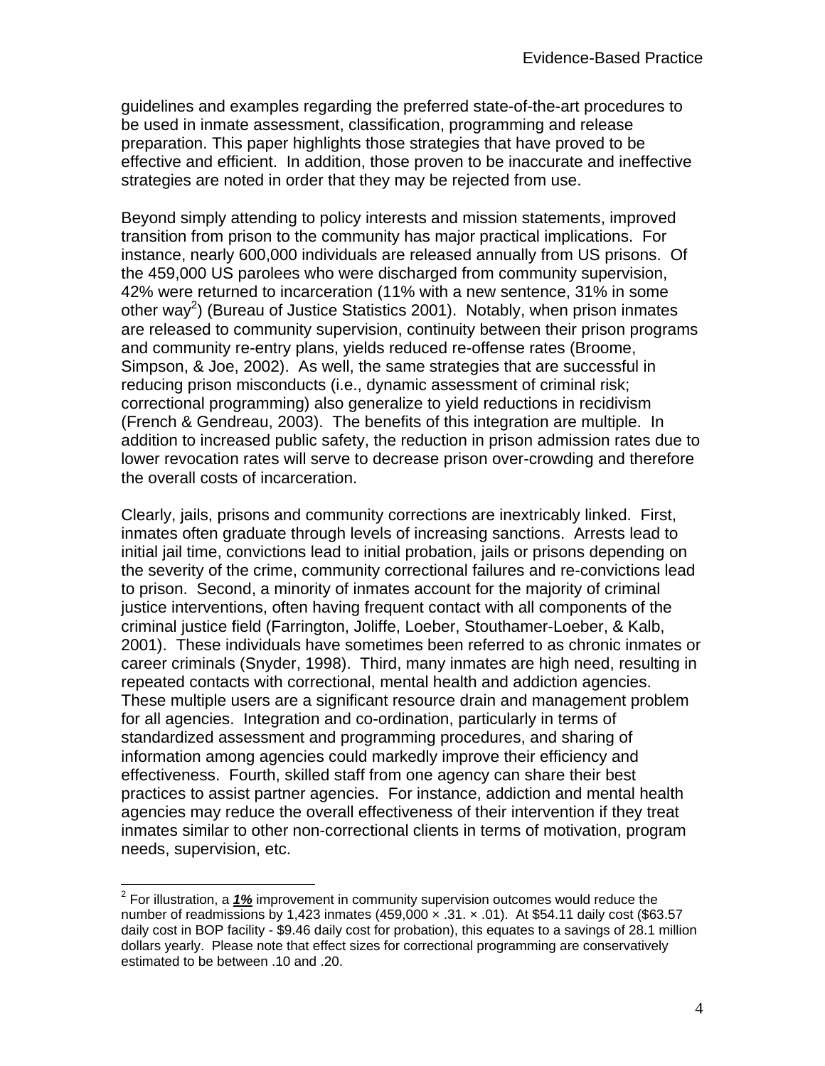guidelines and examples regarding the preferred state-of-the-art procedures to be used in inmate assessment, classification, programming and release preparation. This paper highlights those strategies that have proved to be effective and efficient. In addition, those proven to be inaccurate and ineffective strategies are noted in order that they may be rejected from use.

Beyond simply attending to policy interests and mission statements, improved transition from prison to the community has major practical implications. For instance, nearly 600,000 individuals are released annually from US prisons. Of the 459,000 US parolees who were discharged from community supervision, 42% were returned to incarceration (11% with a new sentence, 31% in some other way[2]) (Bureau of Justice Statistics 2001). Notably, when prison inmates are released to community supervision, continuity between their prison programs and community re-entry plans, yields reduced re-offense rates (Broome, Simpson, & Joe, 2002). As well, the same strategies that are successful in reducing prison misconducts (i.e., dynamic assessment of criminal risk; correctional programming) also generalize to yield reductions in recidivism (French & Gendreau, 2003). The benefits of this integration are multiple. In addition to increased public safety, the reduction in prison admission rates due to lower revocation rates will serve to decrease prison over-crowding and therefore the overall costs of incarceration.

Clearly, jails, prisons and community corrections are inextricably linked. First, inmates often graduate through levels of increasing sanctions. Arrests lead to initial jail time, convictions lead to initial probation, jails or prisons depending on the severity of the crime, community correctional failures and re-convictions lead to prison. Second, a minority of inmates account for the majority of criminal justice interventions, often having frequent contact with all components of the criminal justice field (Farrington, Joliffe, Loeber, Stouthamer-Loeber, & Kalb, 2001). These individuals have sometimes been referred to as chronic inmates or career criminals (Snyder, 1998). Third, many inmates are high need, resulting in repeated contacts with correctional, mental health and addiction agencies. These multiple users are a significant resource drain and management problem for all agencies. Integration and co-ordination, particularly in terms of standardized assessment and programming procedures, and sharing of information among agencies could markedly improve their efficiency and effectiveness. Fourth, skilled staff from one agency can share their best practices to assist partner agencies. For instance, addiction and mental health agencies may reduce the overall effectiveness of their intervention if they treat inmates similar to other non-correctional clients in terms of motivation, program needs, supervision, etc.

---

[2] For illustration, a ***1%*** improvement in community supervision outcomes would reduce the number of readmissions by 1,423 inmates (459,000 × .31. × .01). At \$54.11 daily cost (\$63.57 daily cost in BOP facility - \$9.46 daily cost for probation), this equates to a savings of 28.1 million dollars yearly. Please note that effect sizes for correctional programming are conservatively estimated to be between .10 and .20.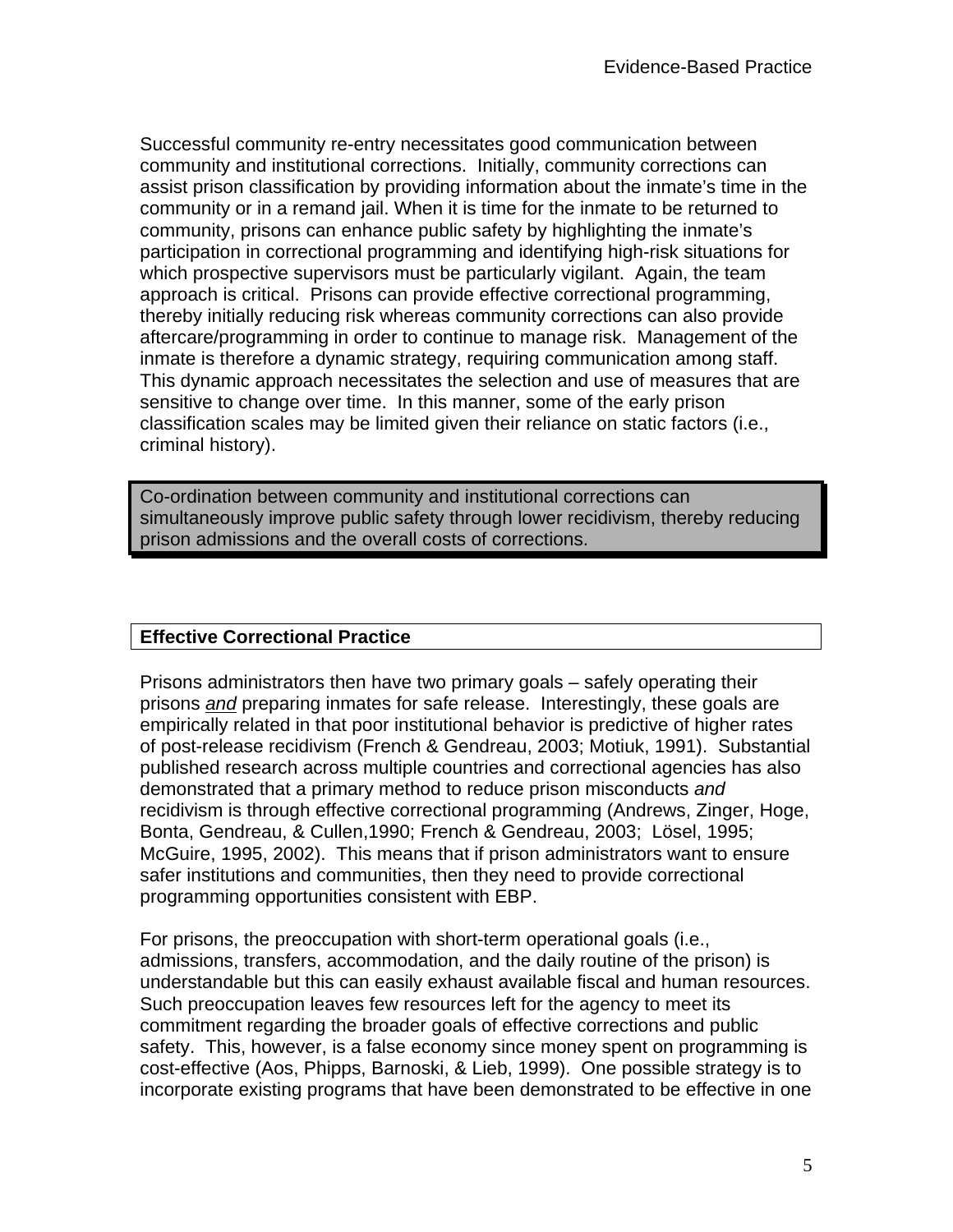Successful community re-entry necessitates good communication between community and institutional corrections. Initially, community corrections can assist prison classification by providing information about the inmate's time in the community or in a remand jail. When it is time for the inmate to be returned to community, prisons can enhance public safety by highlighting the inmate's participation in correctional programming and identifying high-risk situations for which prospective supervisors must be particularly vigilant. Again, the team approach is critical. Prisons can provide effective correctional programming, thereby initially reducing risk whereas community corrections can also provide aftercare/programming in order to continue to manage risk. Management of the inmate is therefore a dynamic strategy, requiring communication among staff. This dynamic approach necessitates the selection and use of measures that are sensitive to change over time. In this manner, some of the early prison classification scales may be limited given their reliance on static factors (i.e., criminal history).

> Co-ordination between community and institutional corrections can simultaneously improve public safety through lower recidivism, thereby reducing prison admissions and the overall costs of corrections.

## Effective Correctional Practice

Prisons administrators then have two primary goals – safely operating their prisons *and* preparing inmates for safe release. Interestingly, these goals are empirically related in that poor institutional behavior is predictive of higher rates of post-release recidivism (French & Gendreau, 2003; Motiuk, 1991). Substantial published research across multiple countries and correctional agencies has also demonstrated that a primary method to reduce prison misconducts *and* recidivism is through effective correctional programming (Andrews, Zinger, Hoge, Bonta, Gendreau, & Cullen,1990; French & Gendreau, 2003; Lösel, 1995; McGuire, 1995, 2002). This means that if prison administrators want to ensure safer institutions and communities, then they need to provide correctional programming opportunities consistent with EBP.

For prisons, the preoccupation with short-term operational goals (i.e., admissions, transfers, accommodation, and the daily routine of the prison) is understandable but this can easily exhaust available fiscal and human resources. Such preoccupation leaves few resources left for the agency to meet its commitment regarding the broader goals of effective corrections and public safety. This, however, is a false economy since money spent on programming is cost-effective (Aos, Phipps, Barnoski, & Lieb, 1999). One possible strategy is to incorporate existing programs that have been demonstrated to be effective in one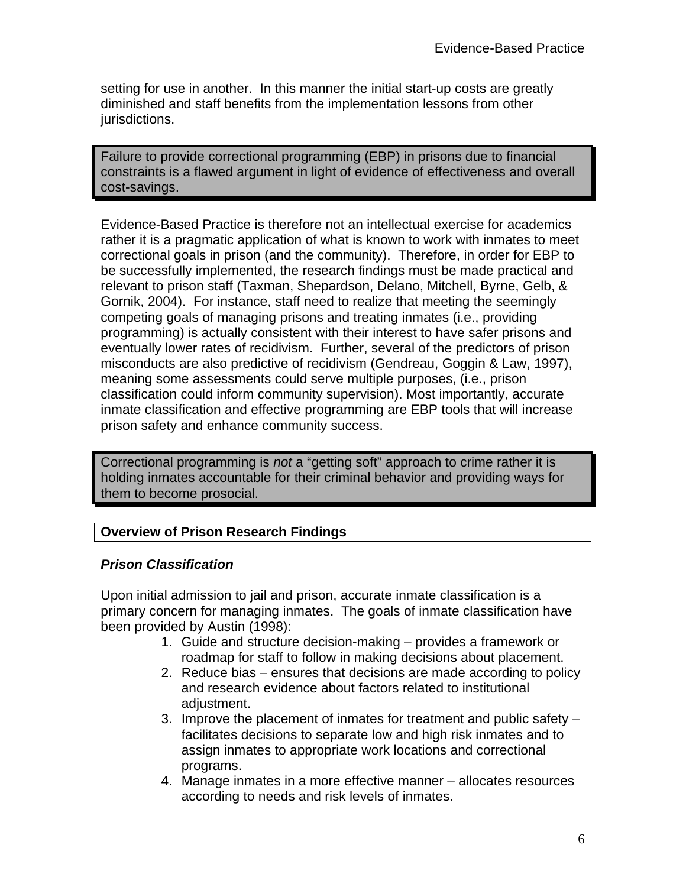setting for use in another. In this manner the initial start-up costs are greatly diminished and staff benefits from the implementation lessons from other jurisdictions.

> Failure to provide correctional programming (EBP) in prisons due to financial constraints is a flawed argument in light of evidence of effectiveness and overall cost-savings.

Evidence-Based Practice is therefore not an intellectual exercise for academics rather it is a pragmatic application of what is known to work with inmates to meet correctional goals in prison (and the community). Therefore, in order for EBP to be successfully implemented, the research findings must be made practical and relevant to prison staff (Taxman, Shepardson, Delano, Mitchell, Byrne, Gelb, & Gornik, 2004). For instance, staff need to realize that meeting the seemingly competing goals of managing prisons and treating inmates (i.e., providing programming) is actually consistent with their interest to have safer prisons and eventually lower rates of recidivism. Further, several of the predictors of prison misconducts are also predictive of recidivism (Gendreau, Goggin & Law, 1997), meaning some assessments could serve multiple purposes, (i.e., prison classification could inform community supervision). Most importantly, accurate inmate classification and effective programming are EBP tools that will increase prison safety and enhance community success.

> Correctional programming is *not* a "getting soft" approach to crime rather it is holding inmates accountable for their criminal behavior and providing ways for them to become prosocial.

## Overview of Prison Research Findings

### *Prison Classification*

Upon initial admission to jail and prison, accurate inmate classification is a primary concern for managing inmates. The goals of inmate classification have been provided by Austin (1998):

1. Guide and structure decision-making – provides a framework or roadmap for staff to follow in making decisions about placement.
2. Reduce bias – ensures that decisions are made according to policy and research evidence about factors related to institutional adjustment.
3. Improve the placement of inmates for treatment and public safety – facilitates decisions to separate low and high risk inmates and to assign inmates to appropriate work locations and correctional programs.
4. Manage inmates in a more effective manner – allocates resources according to needs and risk levels of inmates.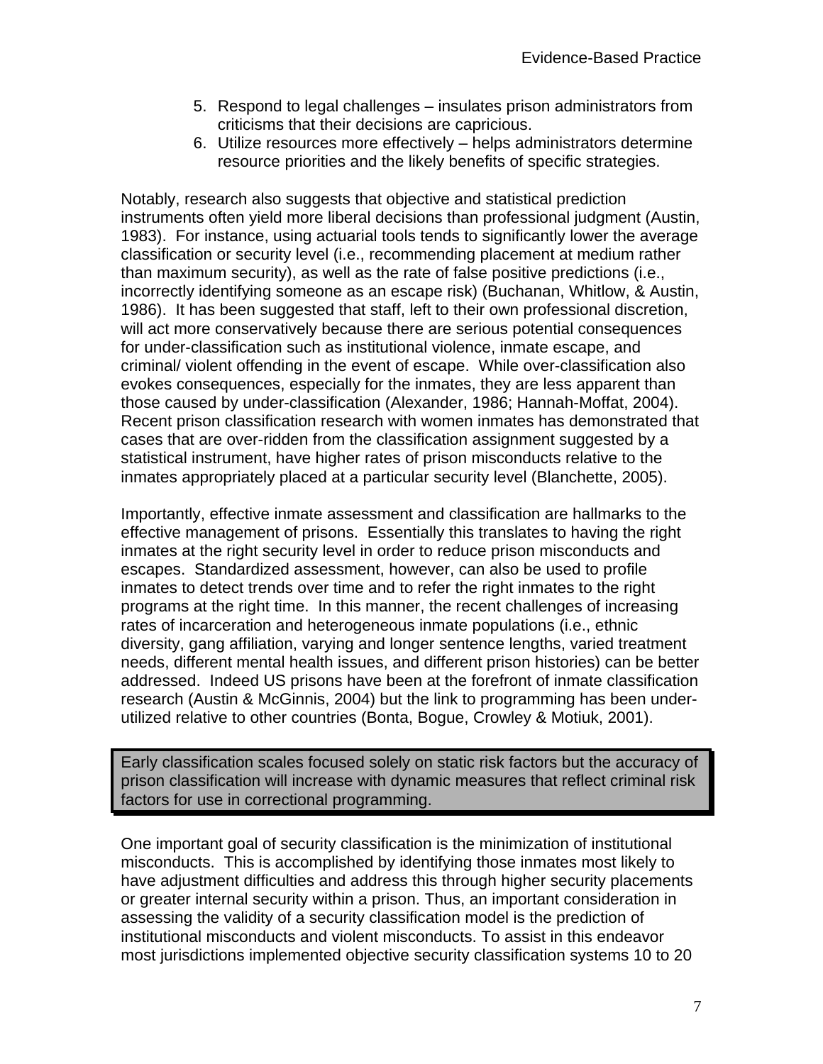5. Respond to legal challenges – insulates prison administrators from criticisms that their decisions are capricious.
6. Utilize resources more effectively – helps administrators determine resource priorities and the likely benefits of specific strategies.

Notably, research also suggests that objective and statistical prediction instruments often yield more liberal decisions than professional judgment (Austin, 1983). For instance, using actuarial tools tends to significantly lower the average classification or security level (i.e., recommending placement at medium rather than maximum security), as well as the rate of false positive predictions (i.e., incorrectly identifying someone as an escape risk) (Buchanan, Whitlow, & Austin, 1986). It has been suggested that staff, left to their own professional discretion, will act more conservatively because there are serious potential consequences for under-classification such as institutional violence, inmate escape, and criminal/ violent offending in the event of escape. While over-classification also evokes consequences, especially for the inmates, they are less apparent than those caused by under-classification (Alexander, 1986; Hannah-Moffat, 2004). Recent prison classification research with women inmates has demonstrated that cases that are over-ridden from the classification assignment suggested by a statistical instrument, have higher rates of prison misconducts relative to the inmates appropriately placed at a particular security level (Blanchette, 2005).

Importantly, effective inmate assessment and classification are hallmarks to the effective management of prisons. Essentially this translates to having the right inmates at the right security level in order to reduce prison misconducts and escapes. Standardized assessment, however, can also be used to profile inmates to detect trends over time and to refer the right inmates to the right programs at the right time. In this manner, the recent challenges of increasing rates of incarceration and heterogeneous inmate populations (i.e., ethnic diversity, gang affiliation, varying and longer sentence lengths, varied treatment needs, different mental health issues, and different prison histories) can be better addressed. Indeed US prisons have been at the forefront of inmate classification research (Austin & McGinnis, 2004) but the link to programming has been under-utilized relative to other countries (Bonta, Bogue, Crowley & Motiuk, 2001).

> Early classification scales focused solely on static risk factors but the accuracy of prison classification will increase with dynamic measures that reflect criminal risk factors for use in correctional programming.

One important goal of security classification is the minimization of institutional misconducts. This is accomplished by identifying those inmates most likely to have adjustment difficulties and address this through higher security placements or greater internal security within a prison. Thus, an important consideration in assessing the validity of a security classification model is the prediction of institutional misconducts and violent misconducts. To assist in this endeavor most jurisdictions implemented objective security classification systems 10 to 20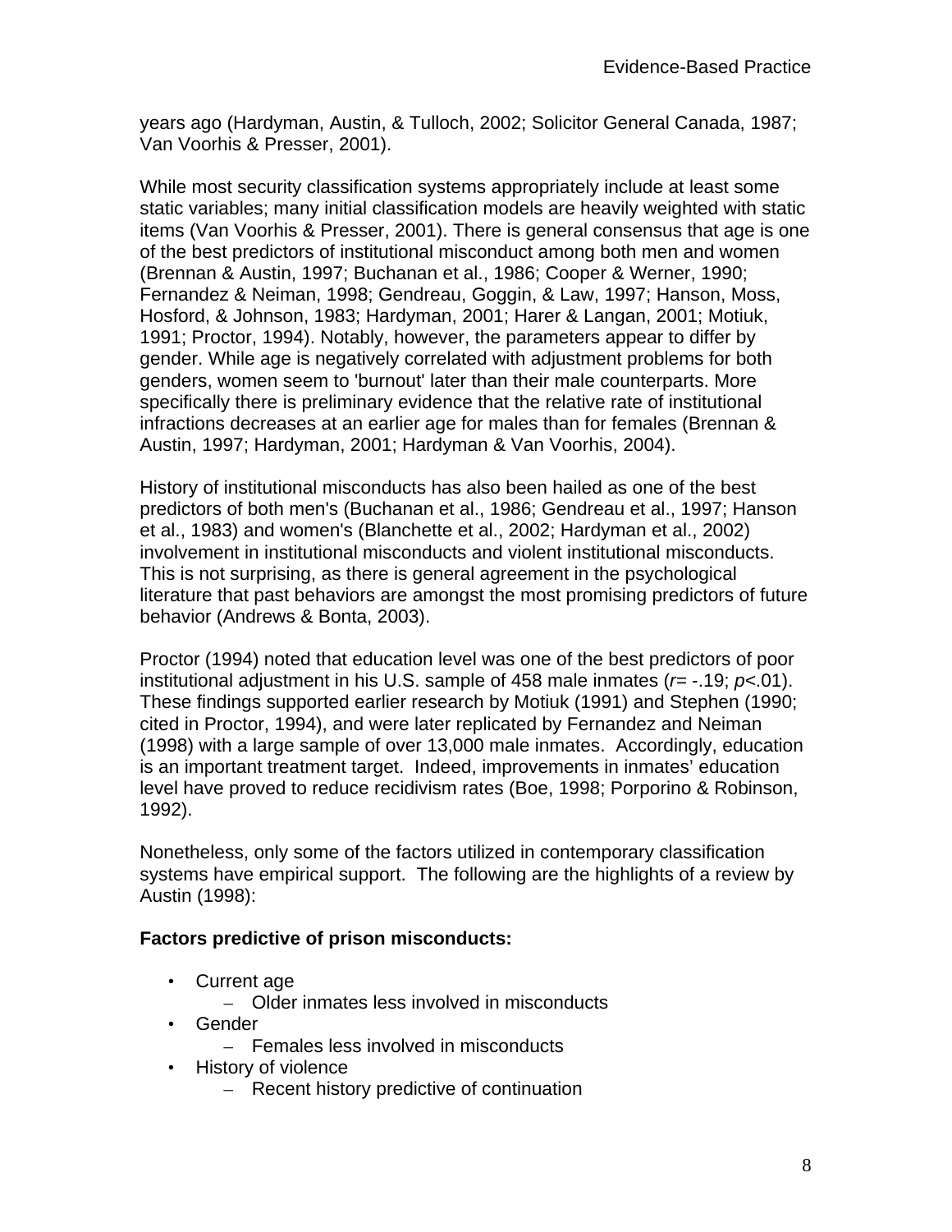years ago (Hardyman, Austin, & Tulloch, 2002; Solicitor General Canada, 1987; Van Voorhis & Presser, 2001).

While most security classification systems appropriately include at least some static variables; many initial classification models are heavily weighted with static items (Van Voorhis & Presser, 2001). There is general consensus that age is one of the best predictors of institutional misconduct among both men and women (Brennan & Austin, 1997; Buchanan et al., 1986; Cooper & Werner, 1990; Fernandez & Neiman, 1998; Gendreau, Goggin, & Law, 1997; Hanson, Moss, Hosford, & Johnson, 1983; Hardyman, 2001; Harer & Langan, 2001; Motiuk, 1991; Proctor, 1994). Notably, however, the parameters appear to differ by gender. While age is negatively correlated with adjustment problems for both genders, women seem to 'burnout' later than their male counterparts. More specifically there is preliminary evidence that the relative rate of institutional infractions decreases at an earlier age for males than for females (Brennan & Austin, 1997; Hardyman, 2001; Hardyman & Van Voorhis, 2004).

History of institutional misconducts has also been hailed as one of the best predictors of both men's (Buchanan et al., 1986; Gendreau et al., 1997; Hanson et al., 1983) and women's (Blanchette et al., 2002; Hardyman et al., 2002) involvement in institutional misconducts and violent institutional misconducts. This is not surprising, as there is general agreement in the psychological literature that past behaviors are amongst the most promising predictors of future behavior (Andrews & Bonta, 2003).

Proctor (1994) noted that education level was one of the best predictors of poor institutional adjustment in his U.S. sample of 458 male inmates ($r$= -.19; $p$<.01). These findings supported earlier research by Motiuk (1991) and Stephen (1990; cited in Proctor, 1994), and were later replicated by Fernandez and Neiman (1998) with a large sample of over 13,000 male inmates. Accordingly, education is an important treatment target. Indeed, improvements in inmates' education level have proved to reduce recidivism rates (Boe, 1998; Porporino & Robinson, 1992).

Nonetheless, only some of the factors utilized in contemporary classification systems have empirical support. The following are the highlights of a review by Austin (1998):

**Factors predictive of prison misconducts:**

- Current age
  - Older inmates less involved in misconducts
- Gender
  - Females less involved in misconducts
- History of violence
  - Recent history predictive of continuation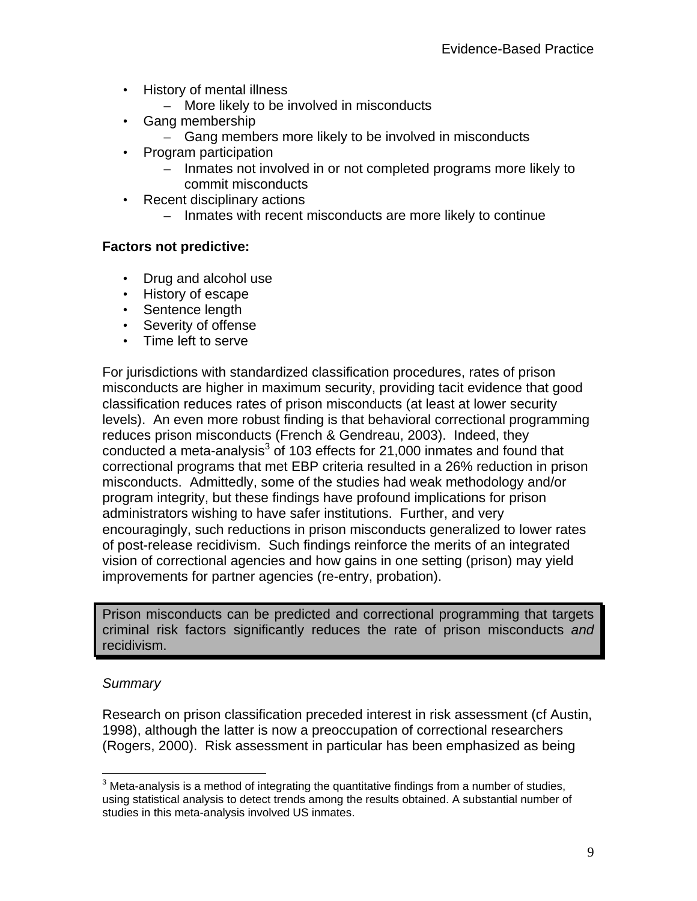- History of mental illness
  - More likely to be involved in misconducts
- Gang membership
  - Gang members more likely to be involved in misconducts
- Program participation
  - Inmates not involved in or not completed programs more likely to commit misconducts
- Recent disciplinary actions
  - Inmates with recent misconducts are more likely to continue

**Factors not predictive:**

- Drug and alcohol use
- History of escape
- Sentence length
- Severity of offense
- Time left to serve

For jurisdictions with standardized classification procedures, rates of prison misconducts are higher in maximum security, providing tacit evidence that good classification reduces rates of prison misconducts (at least at lower security levels). An even more robust finding is that behavioral correctional programming reduces prison misconducts (French & Gendreau, 2003). Indeed, they conducted a meta-analysis[3] of 103 effects for 21,000 inmates and found that correctional programs that met EBP criteria resulted in a 26% reduction in prison misconducts. Admittedly, some of the studies had weak methodology and/or program integrity, but these findings have profound implications for prison administrators wishing to have safer institutions. Further, and very encouragingly, such reductions in prison misconducts generalized to lower rates of post-release recidivism. Such findings reinforce the merits of an integrated vision of correctional agencies and how gains in one setting (prison) may yield improvements for partner agencies (re-entry, probation).

> Prison misconducts can be predicted and correctional programming that targets criminal risk factors significantly reduces the rate of prison misconducts *and* recidivism.

*Summary*

Research on prison classification preceded interest in risk assessment (cf Austin, 1998), although the latter is now a preoccupation of correctional researchers (Rogers, 2000). Risk assessment in particular has been emphasized as being

---

[3] Meta-analysis is a method of integrating the quantitative findings from a number of studies, using statistical analysis to detect trends among the results obtained. A substantial number of studies in this meta-analysis involved US inmates.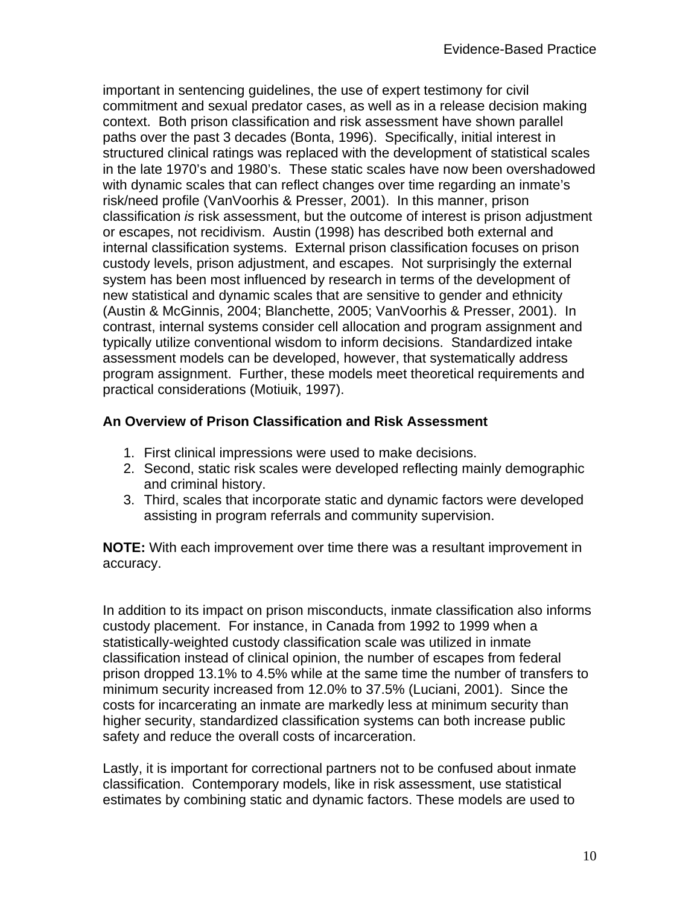important in sentencing guidelines, the use of expert testimony for civil commitment and sexual predator cases, as well as in a release decision making context. Both prison classification and risk assessment have shown parallel paths over the past 3 decades (Bonta, 1996). Specifically, initial interest in structured clinical ratings was replaced with the development of statistical scales in the late 1970's and 1980's. These static scales have now been overshadowed with dynamic scales that can reflect changes over time regarding an inmate's risk/need profile (VanVoorhis & Presser, 2001). In this manner, prison classification *is* risk assessment, but the outcome of interest is prison adjustment or escapes, not recidivism. Austin (1998) has described both external and internal classification systems. External prison classification focuses on prison custody levels, prison adjustment, and escapes. Not surprisingly the external system has been most influenced by research in terms of the development of new statistical and dynamic scales that are sensitive to gender and ethnicity (Austin & McGinnis, 2004; Blanchette, 2005; VanVoorhis & Presser, 2001). In contrast, internal systems consider cell allocation and program assignment and typically utilize conventional wisdom to inform decisions. Standardized intake assessment models can be developed, however, that systematically address program assignment. Further, these models meet theoretical requirements and practical considerations (Motiuik, 1997).

**An Overview of Prison Classification and Risk Assessment**

1. First clinical impressions were used to make decisions.
2. Second, static risk scales were developed reflecting mainly demographic and criminal history.
3. Third, scales that incorporate static and dynamic factors were developed assisting in program referrals and community supervision.

**NOTE:** With each improvement over time there was a resultant improvement in accuracy.

In addition to its impact on prison misconducts, inmate classification also informs custody placement. For instance, in Canada from 1992 to 1999 when a statistically-weighted custody classification scale was utilized in inmate classification instead of clinical opinion, the number of escapes from federal prison dropped 13.1% to 4.5% while at the same time the number of transfers to minimum security increased from 12.0% to 37.5% (Luciani, 2001). Since the costs for incarcerating an inmate are markedly less at minimum security than higher security, standardized classification systems can both increase public safety and reduce the overall costs of incarceration.

Lastly, it is important for correctional partners not to be confused about inmate classification. Contemporary models, like in risk assessment, use statistical estimates by combining static and dynamic factors. These models are used to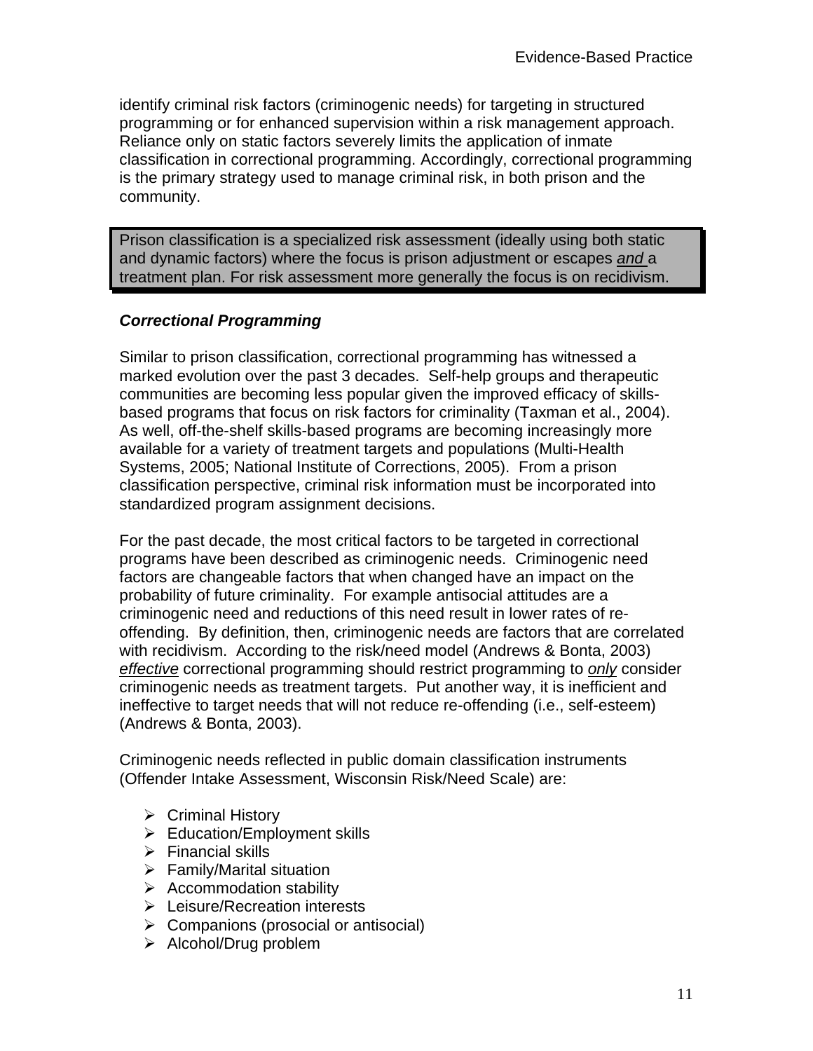identify criminal risk factors (criminogenic needs) for targeting in structured programming or for enhanced supervision within a risk management approach. Reliance only on static factors severely limits the application of inmate classification in correctional programming. Accordingly, correctional programming is the primary strategy used to manage criminal risk, in both prison and the community.

> Prison classification is a specialized risk assessment (ideally using both static and dynamic factors) where the focus is prison adjustment or escapes *and* a treatment plan. For risk assessment more generally the focus is on recidivism.

### *Correctional Programming*

Similar to prison classification, correctional programming has witnessed a marked evolution over the past 3 decades. Self-help groups and therapeutic communities are becoming less popular given the improved efficacy of skills-based programs that focus on risk factors for criminality (Taxman et al., 2004). As well, off-the-shelf skills-based programs are becoming increasingly more available for a variety of treatment targets and populations (Multi-Health Systems, 2005; National Institute of Corrections, 2005). From a prison classification perspective, criminal risk information must be incorporated into standardized program assignment decisions.

For the past decade, the most critical factors to be targeted in correctional programs have been described as criminogenic needs. Criminogenic need factors are changeable factors that when changed have an impact on the probability of future criminality. For example antisocial attitudes are a criminogenic need and reductions of this need result in lower rates of re-offending. By definition, then, criminogenic needs are factors that are correlated with recidivism. According to the risk/need model (Andrews & Bonta, 2003) *effective* correctional programming should restrict programming to *only* consider criminogenic needs as treatment targets. Put another way, it is inefficient and ineffective to target needs that will not reduce re-offending (i.e., self-esteem) (Andrews & Bonta, 2003).

Criminogenic needs reflected in public domain classification instruments (Offender Intake Assessment, Wisconsin Risk/Need Scale) are:

- Criminal History
- Education/Employment skills
- Financial skills
- Family/Marital situation
- Accommodation stability
- Leisure/Recreation interests
- Companions (prosocial or antisocial)
- Alcohol/Drug problem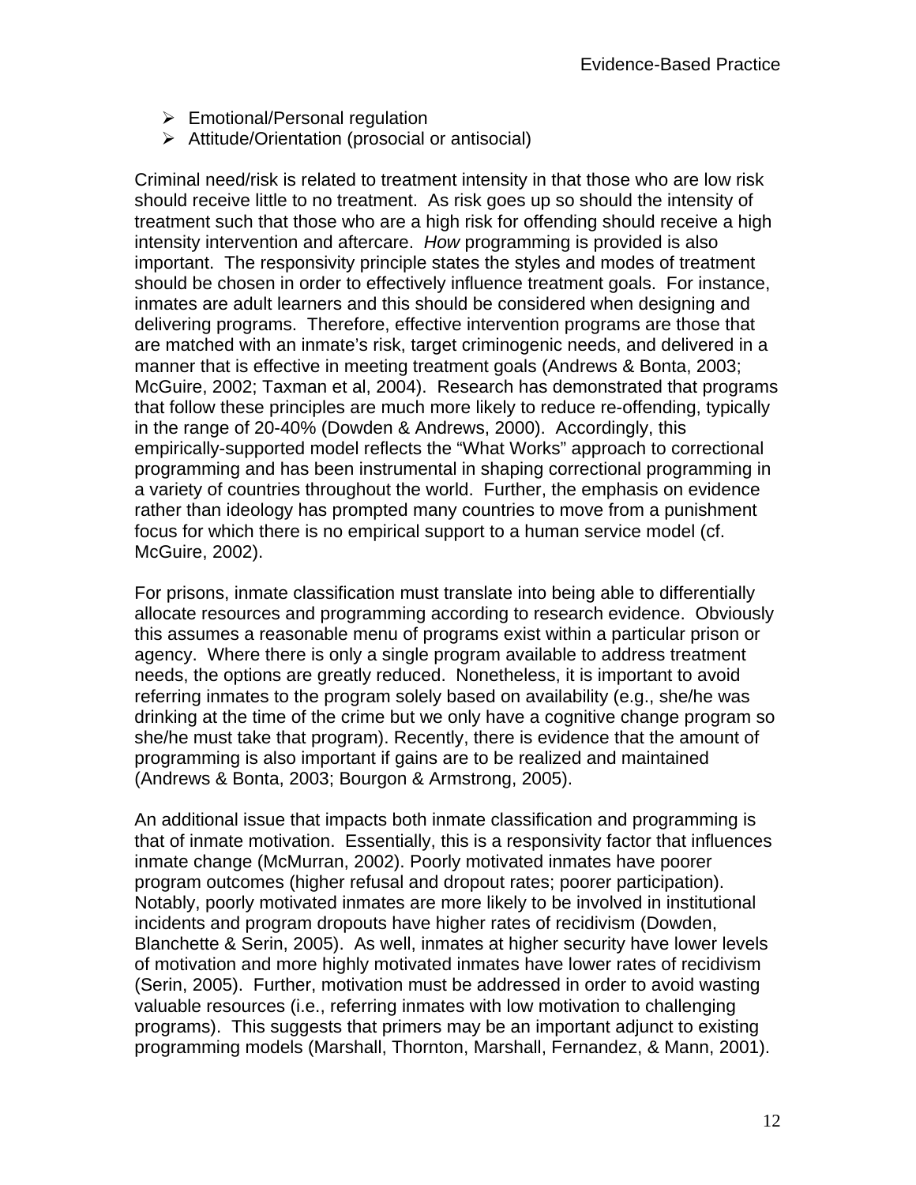- Emotional/Personal regulation
- Attitude/Orientation (prosocial or antisocial)

Criminal need/risk is related to treatment intensity in that those who are low risk should receive little to no treatment. As risk goes up so should the intensity of treatment such that those who are a high risk for offending should receive a high intensity intervention and aftercare. *How* programming is provided is also important. The responsivity principle states the styles and modes of treatment should be chosen in order to effectively influence treatment goals. For instance, inmates are adult learners and this should be considered when designing and delivering programs. Therefore, effective intervention programs are those that are matched with an inmate's risk, target criminogenic needs, and delivered in a manner that is effective in meeting treatment goals (Andrews & Bonta, 2003; McGuire, 2002; Taxman et al, 2004). Research has demonstrated that programs that follow these principles are much more likely to reduce re-offending, typically in the range of 20-40% (Dowden & Andrews, 2000). Accordingly, this empirically-supported model reflects the "What Works" approach to correctional programming and has been instrumental in shaping correctional programming in a variety of countries throughout the world. Further, the emphasis on evidence rather than ideology has prompted many countries to move from a punishment focus for which there is no empirical support to a human service model (cf. McGuire, 2002).

For prisons, inmate classification must translate into being able to differentially allocate resources and programming according to research evidence. Obviously this assumes a reasonable menu of programs exist within a particular prison or agency. Where there is only a single program available to address treatment needs, the options are greatly reduced. Nonetheless, it is important to avoid referring inmates to the program solely based on availability (e.g., she/he was drinking at the time of the crime but we only have a cognitive change program so she/he must take that program). Recently, there is evidence that the amount of programming is also important if gains are to be realized and maintained (Andrews & Bonta, 2003; Bourgon & Armstrong, 2005).

An additional issue that impacts both inmate classification and programming is that of inmate motivation. Essentially, this is a responsivity factor that influences inmate change (McMurran, 2002). Poorly motivated inmates have poorer program outcomes (higher refusal and dropout rates; poorer participation). Notably, poorly motivated inmates are more likely to be involved in institutional incidents and program dropouts have higher rates of recidivism (Dowden, Blanchette & Serin, 2005). As well, inmates at higher security have lower levels of motivation and more highly motivated inmates have lower rates of recidivism (Serin, 2005). Further, motivation must be addressed in order to avoid wasting valuable resources (i.e., referring inmates with low motivation to challenging programs). This suggests that primers may be an important adjunct to existing programming models (Marshall, Thornton, Marshall, Fernandez, & Mann, 2001).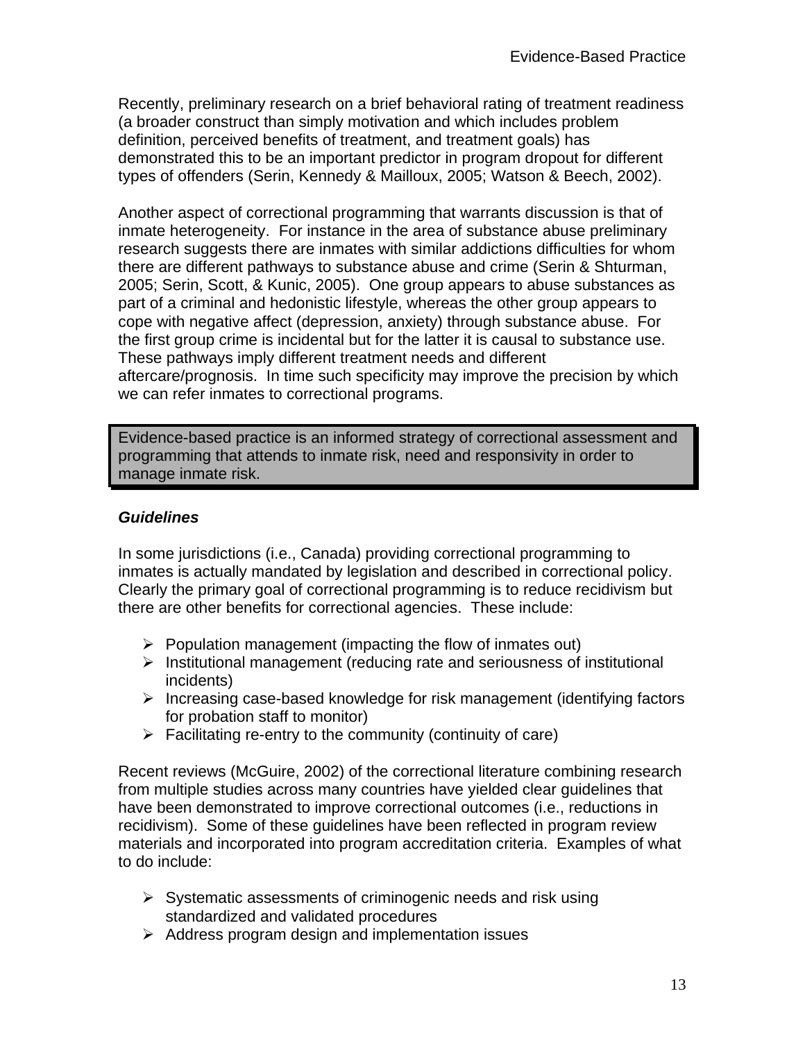Recently, preliminary research on a brief behavioral rating of treatment readiness (a broader construct than simply motivation and which includes problem definition, perceived benefits of treatment, and treatment goals) has demonstrated this to be an important predictor in program dropout for different types of offenders (Serin, Kennedy & Mailloux, 2005; Watson & Beech, 2002).

Another aspect of correctional programming that warrants discussion is that of inmate heterogeneity. For instance in the area of substance abuse preliminary research suggests there are inmates with similar addictions difficulties for whom there are different pathways to substance abuse and crime (Serin & Shturman, 2005; Serin, Scott, & Kunic, 2005). One group appears to abuse substances as part of a criminal and hedonistic lifestyle, whereas the other group appears to cope with negative affect (depression, anxiety) through substance abuse. For the first group crime is incidental but for the latter it is causal to substance use. These pathways imply different treatment needs and different aftercare/prognosis. In time such specificity may improve the precision by which we can refer inmates to correctional programs.

> Evidence-based practice is an informed strategy of correctional assessment and programming that attends to inmate risk, need and responsivity in order to manage inmate risk.

***Guidelines***

In some jurisdictions (i.e., Canada) providing correctional programming to inmates is actually mandated by legislation and described in correctional policy. Clearly the primary goal of correctional programming is to reduce recidivism but there are other benefits for correctional agencies. These include:

- Population management (impacting the flow of inmates out)
- Institutional management (reducing rate and seriousness of institutional incidents)
- Increasing case-based knowledge for risk management (identifying factors for probation staff to monitor)
- Facilitating re-entry to the community (continuity of care)

Recent reviews (McGuire, 2002) of the correctional literature combining research from multiple studies across many countries have yielded clear guidelines that have been demonstrated to improve correctional outcomes (i.e., reductions in recidivism). Some of these guidelines have been reflected in program review materials and incorporated into program accreditation criteria. Examples of what to do include:

- Systematic assessments of criminogenic needs and risk using standardized and validated procedures
- Address program design and implementation issues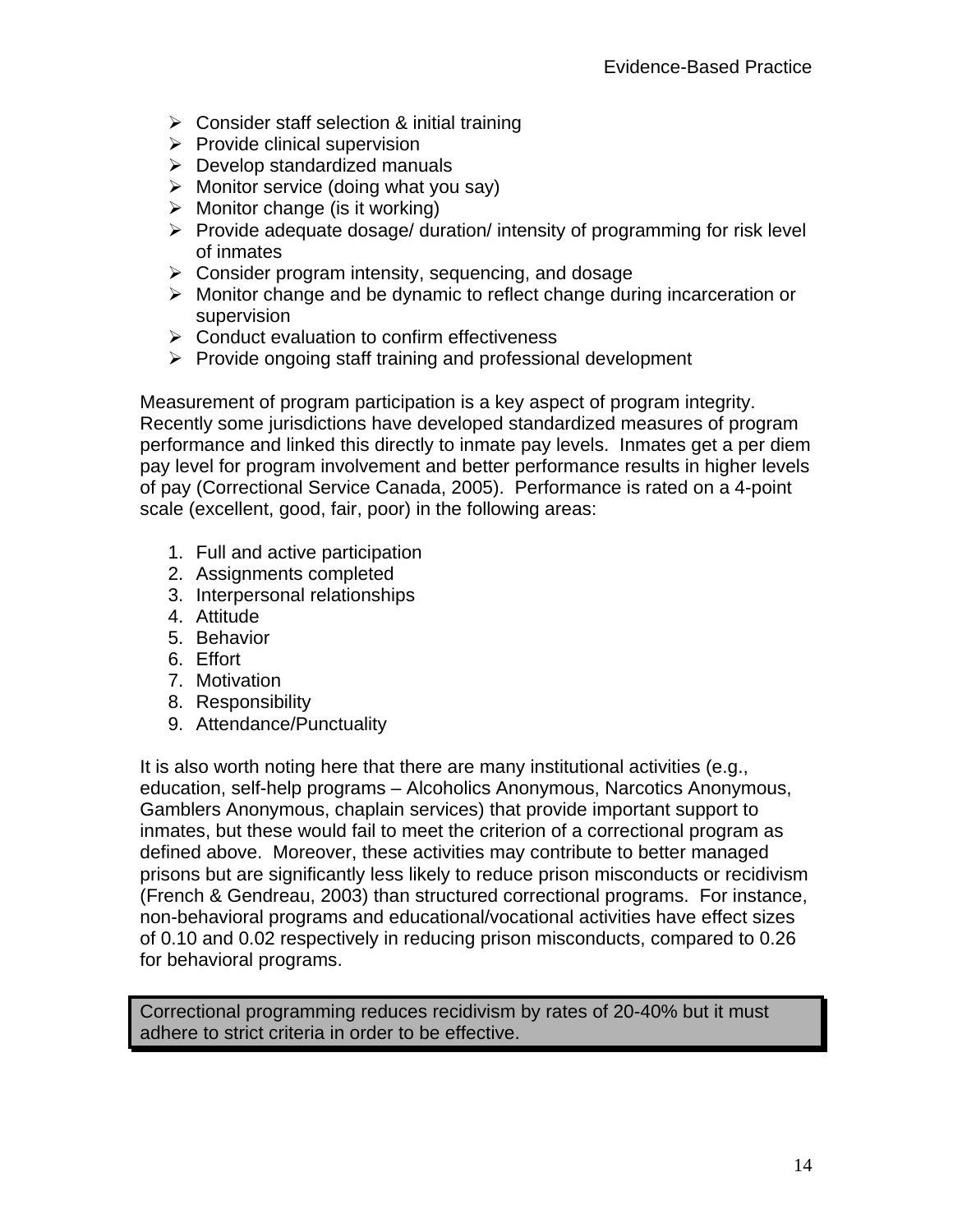- Consider staff selection & initial training
- Provide clinical supervision
- Develop standardized manuals
- Monitor service (doing what you say)
- Monitor change (is it working)
- Provide adequate dosage/ duration/ intensity of programming for risk level of inmates
- Consider program intensity, sequencing, and dosage
- Monitor change and be dynamic to reflect change during incarceration or supervision
- Conduct evaluation to confirm effectiveness
- Provide ongoing staff training and professional development

Measurement of program participation is a key aspect of program integrity. Recently some jurisdictions have developed standardized measures of program performance and linked this directly to inmate pay levels. Inmates get a per diem pay level for program involvement and better performance results in higher levels of pay (Correctional Service Canada, 2005). Performance is rated on a 4-point scale (excellent, good, fair, poor) in the following areas:

1. Full and active participation
2. Assignments completed
3. Interpersonal relationships
4. Attitude
5. Behavior
6. Effort
7. Motivation
8. Responsibility
9. Attendance/Punctuality

It is also worth noting here that there are many institutional activities (e.g., education, self-help programs – Alcoholics Anonymous, Narcotics Anonymous, Gamblers Anonymous, chaplain services) that provide important support to inmates, but these would fail to meet the criterion of a correctional program as defined above. Moreover, these activities may contribute to better managed prisons but are significantly less likely to reduce prison misconducts or recidivism (French & Gendreau, 2003) than structured correctional programs. For instance, non-behavioral programs and educational/vocational activities have effect sizes of 0.10 and 0.02 respectively in reducing prison misconducts, compared to 0.26 for behavioral programs.

> Correctional programming reduces recidivism by rates of 20-40% but it must adhere to strict criteria in order to be effective.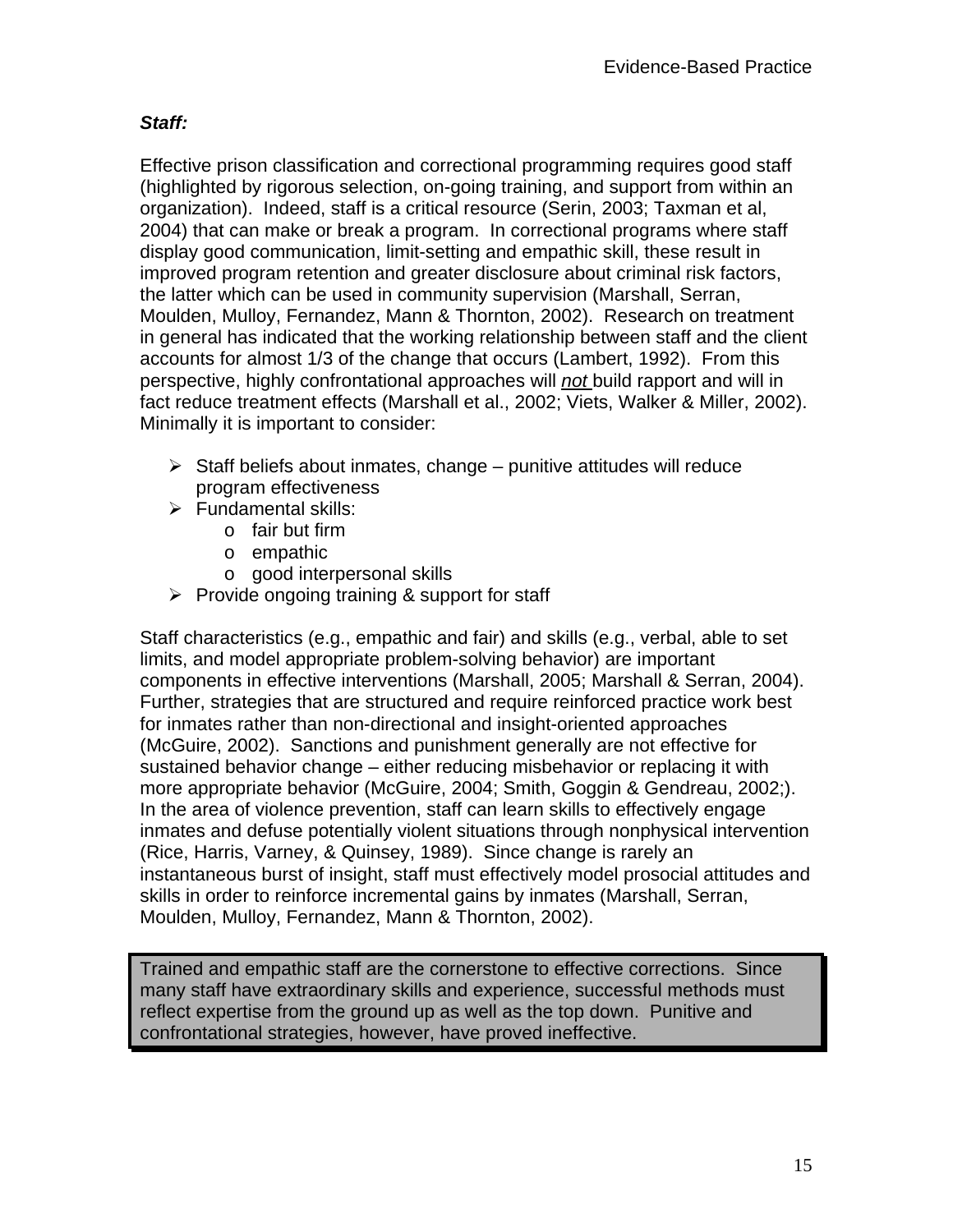***Staff:***

Effective prison classification and correctional programming requires good staff (highlighted by rigorous selection, on-going training, and support from within an organization). Indeed, staff is a critical resource (Serin, 2003; Taxman et al, 2004) that can make or break a program. In correctional programs where staff display good communication, limit-setting and empathic skill, these result in improved program retention and greater disclosure about criminal risk factors, the latter which can be used in community supervision (Marshall, Serran, Moulden, Mulloy, Fernandez, Mann & Thornton, 2002). Research on treatment in general has indicated that the working relationship between staff and the client accounts for almost 1/3 of the change that occurs (Lambert, 1992). From this perspective, highly confrontational approaches will <u>*not*</u> build rapport and will in fact reduce treatment effects (Marshall et al., 2002; Viets, Walker & Miller, 2002). Minimally it is important to consider:

- Staff beliefs about inmates, change – punitive attitudes will reduce program effectiveness
- Fundamental skills:
  - fair but firm
  - empathic
  - good interpersonal skills
- Provide ongoing training & support for staff

Staff characteristics (e.g., empathic and fair) and skills (e.g., verbal, able to set limits, and model appropriate problem-solving behavior) are important components in effective interventions (Marshall, 2005; Marshall & Serran, 2004). Further, strategies that are structured and require reinforced practice work best for inmates rather than non-directional and insight-oriented approaches (McGuire, 2002). Sanctions and punishment generally are not effective for sustained behavior change – either reducing misbehavior or replacing it with more appropriate behavior (McGuire, 2004; Smith, Goggin & Gendreau, 2002;). In the area of violence prevention, staff can learn skills to effectively engage inmates and defuse potentially violent situations through nonphysical intervention (Rice, Harris, Varney, & Quinsey, 1989). Since change is rarely an instantaneous burst of insight, staff must effectively model prosocial attitudes and skills in order to reinforce incremental gains by inmates (Marshall, Serran, Moulden, Mulloy, Fernandez, Mann & Thornton, 2002).

> Trained and empathic staff are the cornerstone to effective corrections. Since many staff have extraordinary skills and experience, successful methods must reflect expertise from the ground up as well as the top down. Punitive and confrontational strategies, however, have proved ineffective.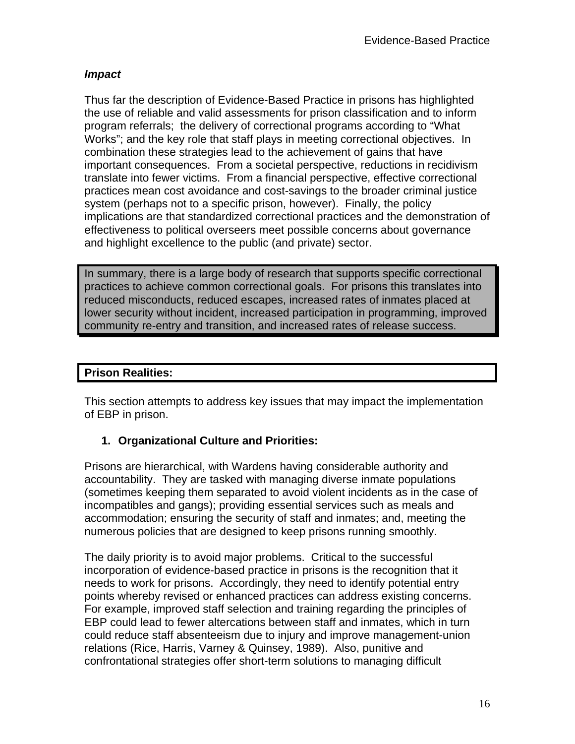***Impact***

Thus far the description of Evidence-Based Practice in prisons has highlighted the use of reliable and valid assessments for prison classification and to inform program referrals; the delivery of correctional programs according to "What Works"; and the key role that staff plays in meeting correctional objectives. In combination these strategies lead to the achievement of gains that have important consequences. From a societal perspective, reductions in recidivism translate into fewer victims. From a financial perspective, effective correctional practices mean cost avoidance and cost-savings to the broader criminal justice system (perhaps not to a specific prison, however). Finally, the policy implications are that standardized correctional practices and the demonstration of effectiveness to political overseers meet possible concerns about governance and highlight excellence to the public (and private) sector.

> In summary, there is a large body of research that supports specific correctional practices to achieve common correctional goals. For prisons this translates into reduced misconducts, reduced escapes, increased rates of inmates placed at lower security without incident, increased participation in programming, improved community re-entry and transition, and increased rates of release success.

## Prison Realities:

This section attempts to address key issues that may impact the implementation of EBP in prison.

### 1. Organizational Culture and Priorities:

Prisons are hierarchical, with Wardens having considerable authority and accountability. They are tasked with managing diverse inmate populations (sometimes keeping them separated to avoid violent incidents as in the case of incompatibles and gangs); providing essential services such as meals and accommodation; ensuring the security of staff and inmates; and, meeting the numerous policies that are designed to keep prisons running smoothly.

The daily priority is to avoid major problems. Critical to the successful incorporation of evidence-based practice in prisons is the recognition that it needs to work for prisons. Accordingly, they need to identify potential entry points whereby revised or enhanced practices can address existing concerns. For example, improved staff selection and training regarding the principles of EBP could lead to fewer altercations between staff and inmates, which in turn could reduce staff absenteeism due to injury and improve management-union relations (Rice, Harris, Varney & Quinsey, 1989). Also, punitive and confrontational strategies offer short-term solutions to managing difficult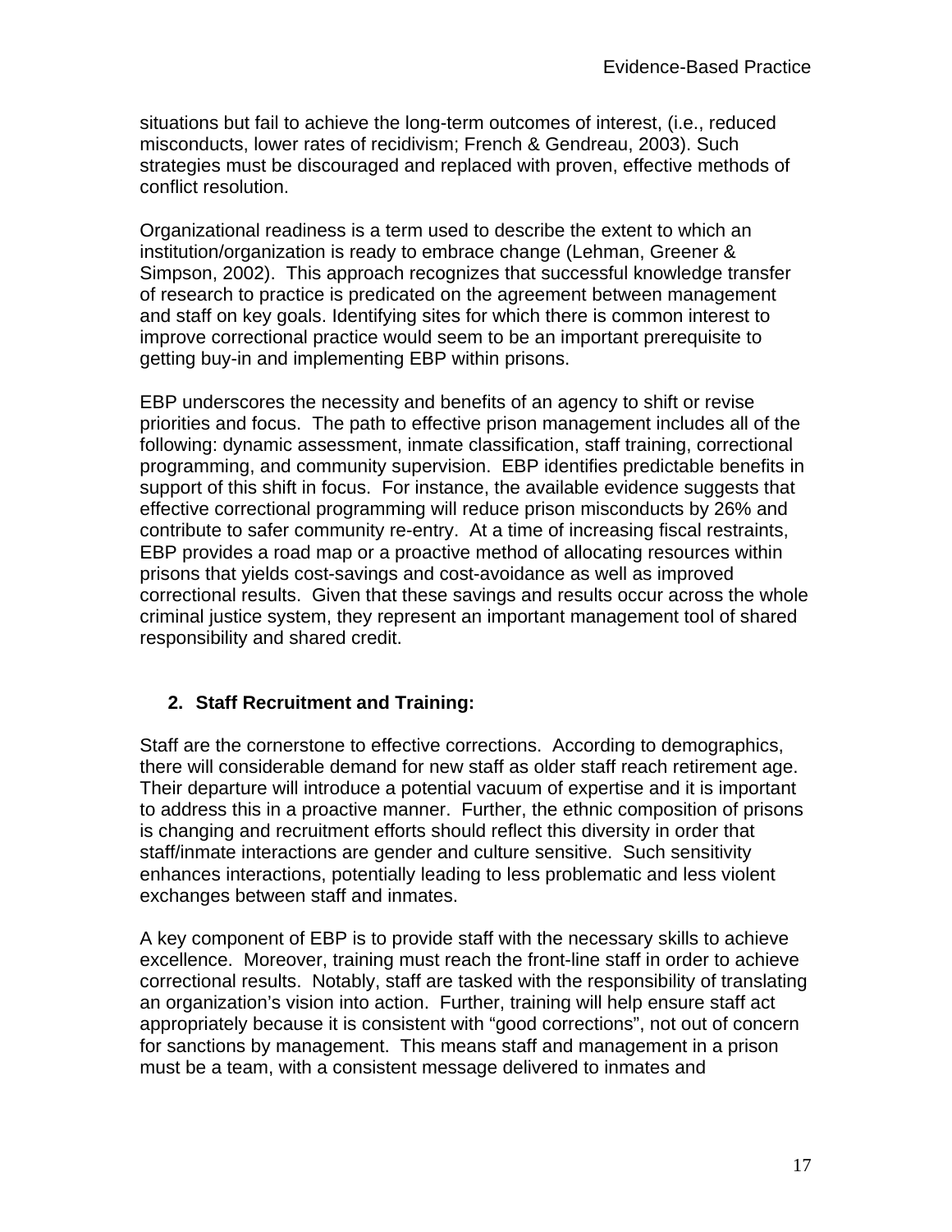situations but fail to achieve the long-term outcomes of interest, (i.e., reduced misconducts, lower rates of recidivism; French & Gendreau, 2003). Such strategies must be discouraged and replaced with proven, effective methods of conflict resolution.

Organizational readiness is a term used to describe the extent to which an institution/organization is ready to embrace change (Lehman, Greener & Simpson, 2002). This approach recognizes that successful knowledge transfer of research to practice is predicated on the agreement between management and staff on key goals. Identifying sites for which there is common interest to improve correctional practice would seem to be an important prerequisite to getting buy-in and implementing EBP within prisons.

EBP underscores the necessity and benefits of an agency to shift or revise priorities and focus. The path to effective prison management includes all of the following: dynamic assessment, inmate classification, staff training, correctional programming, and community supervision. EBP identifies predictable benefits in support of this shift in focus. For instance, the available evidence suggests that effective correctional programming will reduce prison misconducts by 26% and contribute to safer community re-entry. At a time of increasing fiscal restraints, EBP provides a road map or a proactive method of allocating resources within prisons that yields cost-savings and cost-avoidance as well as improved correctional results. Given that these savings and results occur across the whole criminal justice system, they represent an important management tool of shared responsibility and shared credit.

## 2. Staff Recruitment and Training:

Staff are the cornerstone to effective corrections. According to demographics, there will considerable demand for new staff as older staff reach retirement age. Their departure will introduce a potential vacuum of expertise and it is important to address this in a proactive manner. Further, the ethnic composition of prisons is changing and recruitment efforts should reflect this diversity in order that staff/inmate interactions are gender and culture sensitive. Such sensitivity enhances interactions, potentially leading to less problematic and less violent exchanges between staff and inmates.

A key component of EBP is to provide staff with the necessary skills to achieve excellence. Moreover, training must reach the front-line staff in order to achieve correctional results. Notably, staff are tasked with the responsibility of translating an organization's vision into action. Further, training will help ensure staff act appropriately because it is consistent with "good corrections", not out of concern for sanctions by management. This means staff and management in a prison must be a team, with a consistent message delivered to inmates and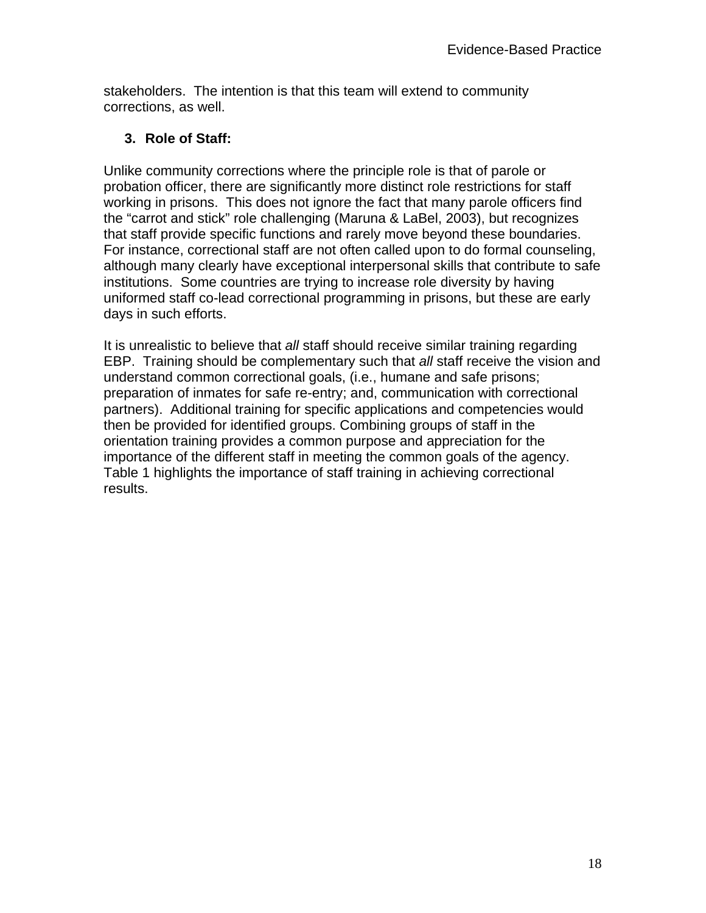stakeholders. The intention is that this team will extend to community corrections, as well.

3. **Role of Staff:**

Unlike community corrections where the principle role is that of parole or probation officer, there are significantly more distinct role restrictions for staff working in prisons. This does not ignore the fact that many parole officers find the “carrot and stick” role challenging (Maruna & LaBel, 2003), but recognizes that staff provide specific functions and rarely move beyond these boundaries. For instance, correctional staff are not often called upon to do formal counseling, although many clearly have exceptional interpersonal skills that contribute to safe institutions. Some countries are trying to increase role diversity by having uniformed staff co-lead correctional programming in prisons, but these are early days in such efforts.

It is unrealistic to believe that *all* staff should receive similar training regarding EBP. Training should be complementary such that *all* staff receive the vision and understand common correctional goals, (i.e., humane and safe prisons; preparation of inmates for safe re-entry; and, communication with correctional partners). Additional training for specific applications and competencies would then be provided for identified groups. Combining groups of staff in the orientation training provides a common purpose and appreciation for the importance of the different staff in meeting the common goals of the agency. Table 1 highlights the importance of staff training in achieving correctional results.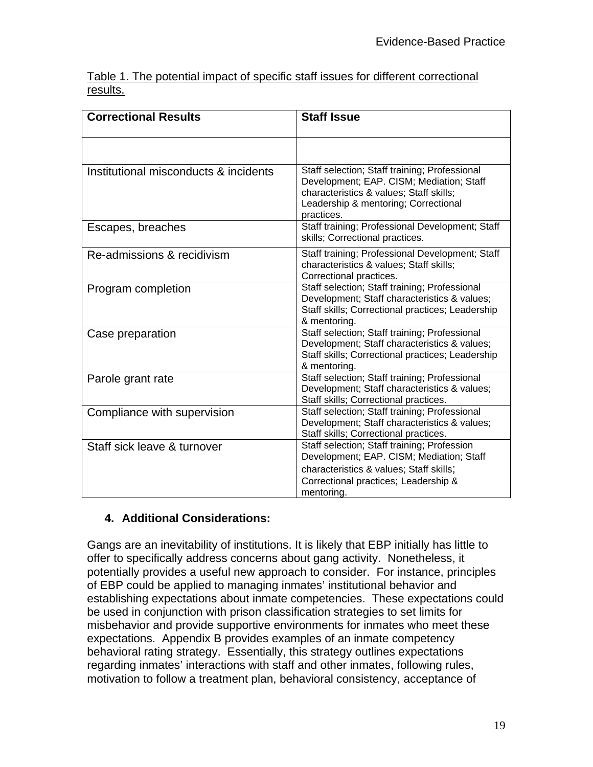Table 1. The potential impact of specific staff issues for different correctional results.

| Correctional Results | Staff Issue |
|---|---|
| | |
| Institutional misconducts & incidents | Staff selection; Staff training; Professional Development; EAP. CISM; Mediation; Staff characteristics & values; Staff skills; Leadership & mentoring; Correctional practices. |
| Escapes, breaches | Staff training; Professional Development; Staff skills; Correctional practices. |
| Re-admissions & recidivism | Staff training; Professional Development; Staff characteristics & values; Staff skills; Correctional practices. |
| Program completion | Staff selection; Staff training; Professional Development; Staff characteristics & values; Staff skills; Correctional practices; Leadership & mentoring. |
| Case preparation | Staff selection; Staff training; Professional Development; Staff characteristics & values; Staff skills; Correctional practices; Leadership & mentoring. |
| Parole grant rate | Staff selection; Staff training; Professional Development; Staff characteristics & values; Staff skills; Correctional practices. |
| Compliance with supervision | Staff selection; Staff training; Professional Development; Staff characteristics & values; Staff skills; Correctional practices. |
| Staff sick leave & turnover | Staff selection; Staff training; Profession Development; EAP. CISM; Mediation; Staff characteristics & values; Staff skills; Correctional practices; Leadership & mentoring. |

## 4. Additional Considerations:

Gangs are an inevitability of institutions. It is likely that EBP initially has little to offer to specifically address concerns about gang activity. Nonetheless, it potentially provides a useful new approach to consider. For instance, principles of EBP could be applied to managing inmates' institutional behavior and establishing expectations about inmate competencies. These expectations could be used in conjunction with prison classification strategies to set limits for misbehavior and provide supportive environments for inmates who meet these expectations. Appendix B provides examples of an inmate competency behavioral rating strategy. Essentially, this strategy outlines expectations regarding inmates' interactions with staff and other inmates, following rules, motivation to follow a treatment plan, behavioral consistency, acceptance of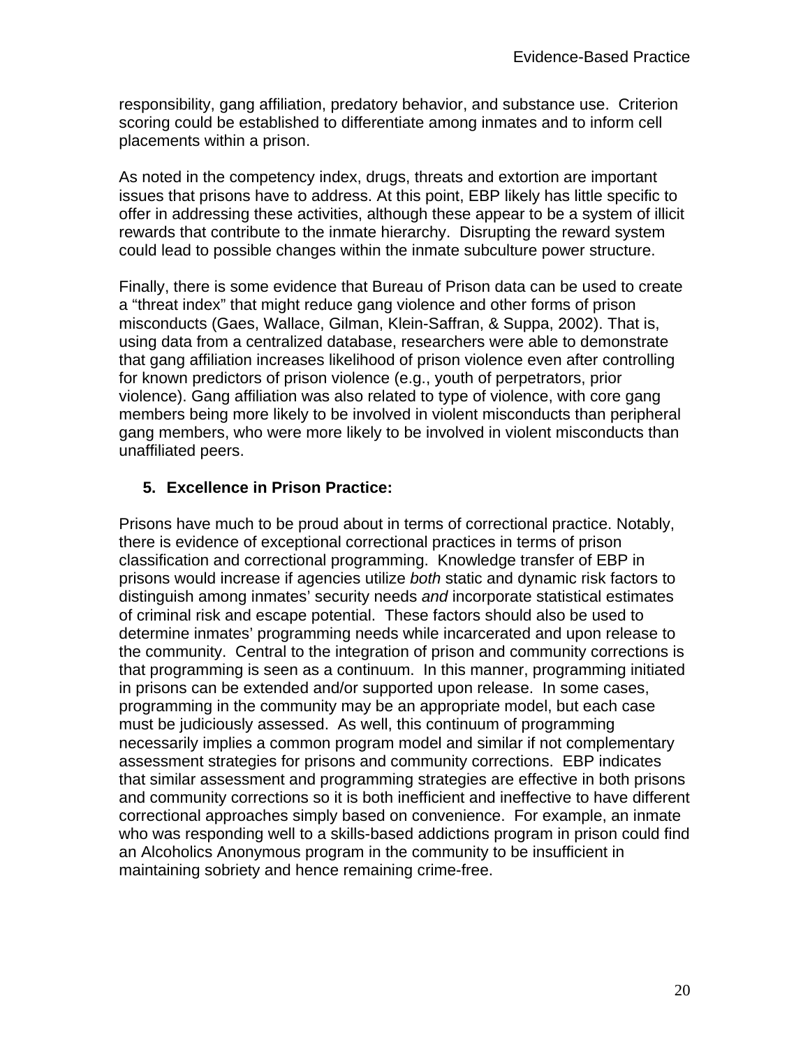responsibility, gang affiliation, predatory behavior, and substance use. Criterion scoring could be established to differentiate among inmates and to inform cell placements within a prison.

As noted in the competency index, drugs, threats and extortion are important issues that prisons have to address. At this point, EBP likely has little specific to offer in addressing these activities, although these appear to be a system of illicit rewards that contribute to the inmate hierarchy. Disrupting the reward system could lead to possible changes within the inmate subculture power structure.

Finally, there is some evidence that Bureau of Prison data can be used to create a “threat index” that might reduce gang violence and other forms of prison misconducts (Gaes, Wallace, Gilman, Klein-Saffran, & Suppa, 2002). That is, using data from a centralized database, researchers were able to demonstrate that gang affiliation increases likelihood of prison violence even after controlling for known predictors of prison violence (e.g., youth of perpetrators, prior violence). Gang affiliation was also related to type of violence, with core gang members being more likely to be involved in violent misconducts than peripheral gang members, who were more likely to be involved in violent misconducts than unaffiliated peers.

### 5. Excellence in Prison Practice:

Prisons have much to be proud about in terms of correctional practice. Notably, there is evidence of exceptional correctional practices in terms of prison classification and correctional programming. Knowledge transfer of EBP in prisons would increase if agencies utilize *both* static and dynamic risk factors to distinguish among inmates’ security needs *and* incorporate statistical estimates of criminal risk and escape potential. These factors should also be used to determine inmates’ programming needs while incarcerated and upon release to the community. Central to the integration of prison and community corrections is that programming is seen as a continuum. In this manner, programming initiated in prisons can be extended and/or supported upon release. In some cases, programming in the community may be an appropriate model, but each case must be judiciously assessed. As well, this continuum of programming necessarily implies a common program model and similar if not complementary assessment strategies for prisons and community corrections. EBP indicates that similar assessment and programming strategies are effective in both prisons and community corrections so it is both inefficient and ineffective to have different correctional approaches simply based on convenience. For example, an inmate who was responding well to a skills-based addictions program in prison could find an Alcoholics Anonymous program in the community to be insufficient in maintaining sobriety and hence remaining crime-free.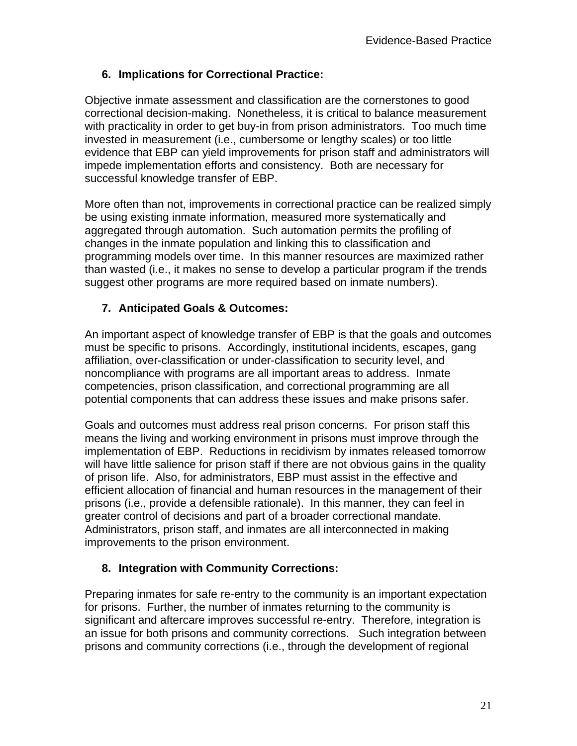### 6. Implications for Correctional Practice:

Objective inmate assessment and classification are the cornerstones to good correctional decision-making. Nonetheless, it is critical to balance measurement with practicality in order to get buy-in from prison administrators. Too much time invested in measurement (i.e., cumbersome or lengthy scales) or too little evidence that EBP can yield improvements for prison staff and administrators will impede implementation efforts and consistency. Both are necessary for successful knowledge transfer of EBP.

More often than not, improvements in correctional practice can be realized simply be using existing inmate information, measured more systematically and aggregated through automation. Such automation permits the profiling of changes in the inmate population and linking this to classification and programming models over time. In this manner resources are maximized rather than wasted (i.e., it makes no sense to develop a particular program if the trends suggest other programs are more required based on inmate numbers).

### 7. Anticipated Goals & Outcomes:

An important aspect of knowledge transfer of EBP is that the goals and outcomes must be specific to prisons. Accordingly, institutional incidents, escapes, gang affiliation, over-classification or under-classification to security level, and noncompliance with programs are all important areas to address. Inmate competencies, prison classification, and correctional programming are all potential components that can address these issues and make prisons safer.

Goals and outcomes must address real prison concerns. For prison staff this means the living and working environment in prisons must improve through the implementation of EBP. Reductions in recidivism by inmates released tomorrow will have little salience for prison staff if there are not obvious gains in the quality of prison life. Also, for administrators, EBP must assist in the effective and efficient allocation of financial and human resources in the management of their prisons (i.e., provide a defensible rationale). In this manner, they can feel in greater control of decisions and part of a broader correctional mandate. Administrators, prison staff, and inmates are all interconnected in making improvements to the prison environment.

### 8. Integration with Community Corrections:

Preparing inmates for safe re-entry to the community is an important expectation for prisons. Further, the number of inmates returning to the community is significant and aftercare improves successful re-entry. Therefore, integration is an issue for both prisons and community corrections. Such integration between prisons and community corrections (i.e., through the development of regional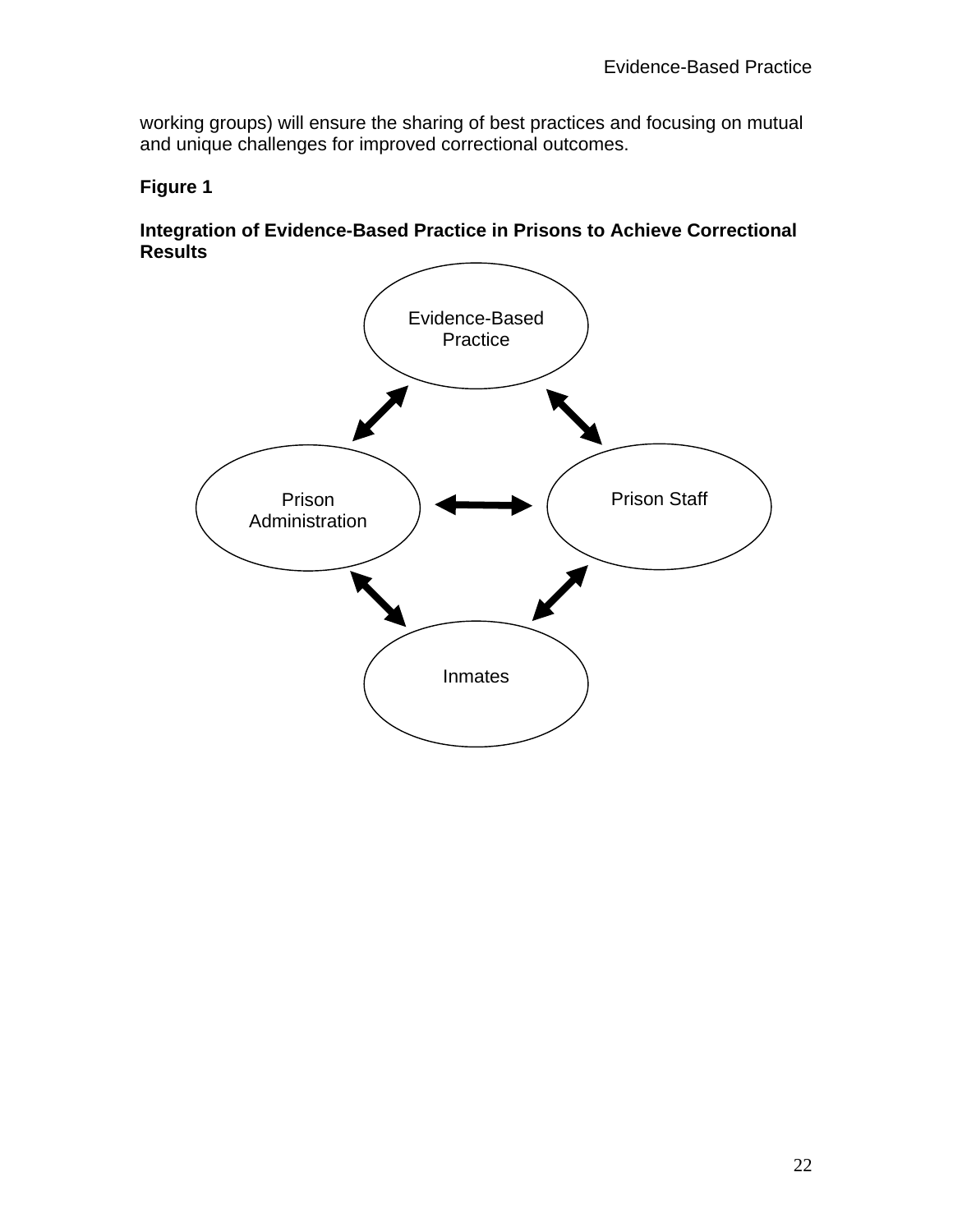working groups) will ensure the sharing of best practices and focusing on mutual and unique challenges for improved correctional outcomes.

**Figure 1**

**Integration of Evidence-Based Practice in Prisons to Achieve Correctional Results**

Evidence-Based Practice

Prison Administration

Prison Staff

Inmates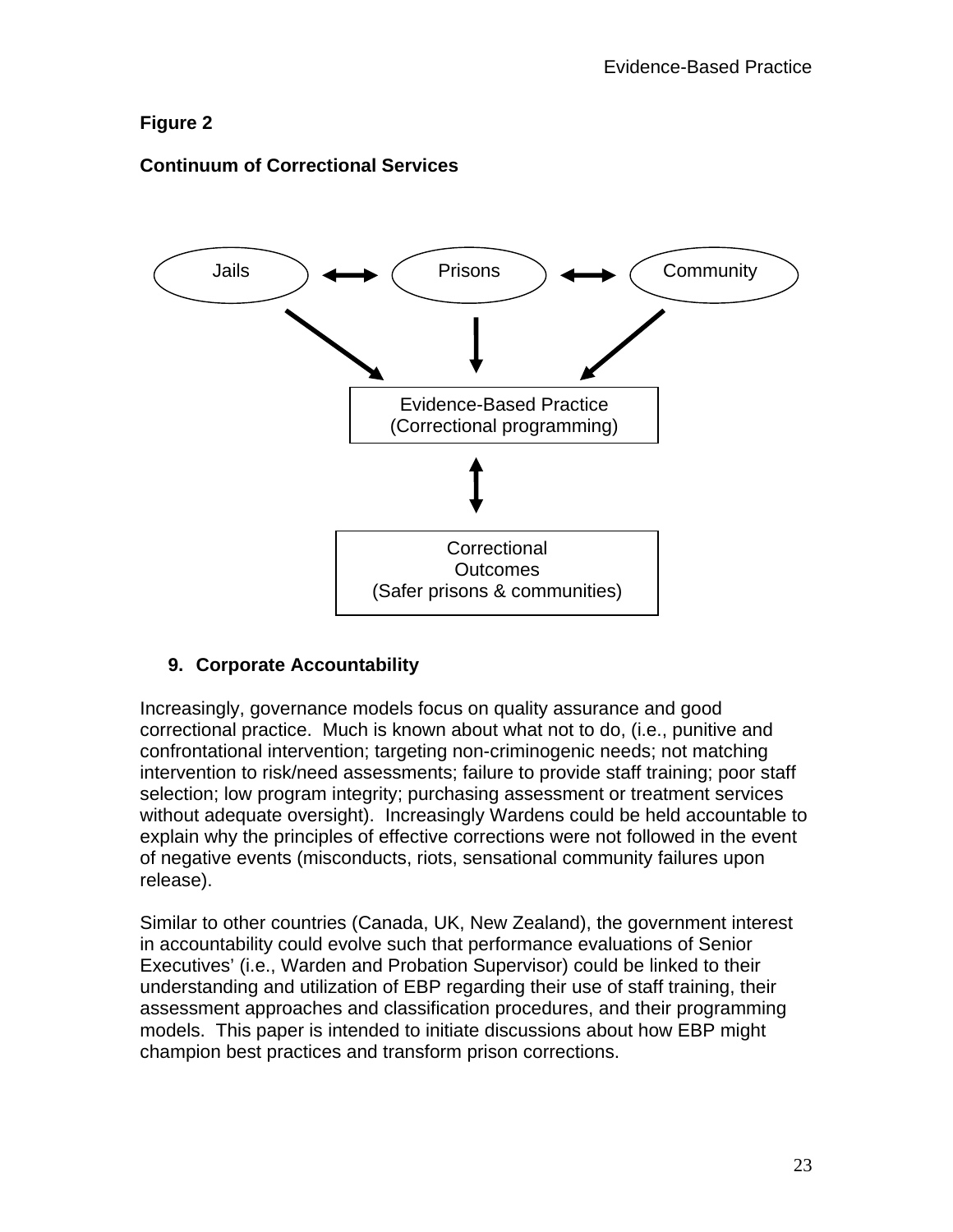**Figure 2**

**Continuum of Correctional Services**

Jails ⟷ Prisons ⟷ Community

Evidence-Based Practice
(Correctional programming)

Correctional
Outcomes
(Safer prisons & communities)

## 9. Corporate Accountability

Increasingly, governance models focus on quality assurance and good correctional practice. Much is known about what not to do, (i.e., punitive and confrontational intervention; targeting non-criminogenic needs; not matching intervention to risk/need assessments; failure to provide staff training; poor staff selection; low program integrity; purchasing assessment or treatment services without adequate oversight). Increasingly Wardens could be held accountable to explain why the principles of effective corrections were not followed in the event of negative events (misconducts, riots, sensational community failures upon release).

Similar to other countries (Canada, UK, New Zealand), the government interest in accountability could evolve such that performance evaluations of Senior Executives' (i.e., Warden and Probation Supervisor) could be linked to their understanding and utilization of EBP regarding their use of staff training, their assessment approaches and classification procedures, and their programming models. This paper is intended to initiate discussions about how EBP might champion best practices and transform prison corrections.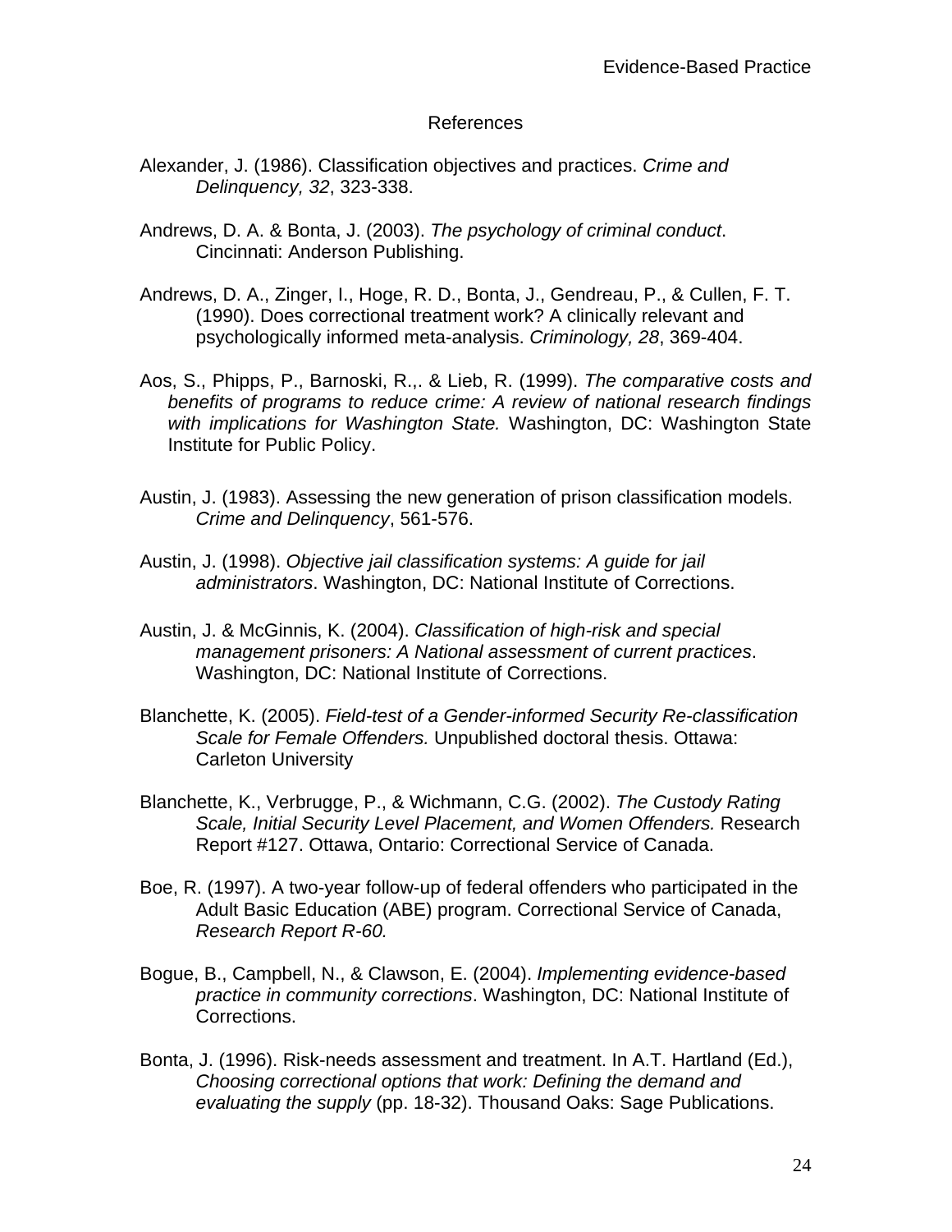# References

Alexander, J. (1986). Classification objectives and practices. *Crime and Delinquency, 32*, 323-338.

Andrews, D. A. & Bonta, J. (2003). *The psychology of criminal conduct*. Cincinnati: Anderson Publishing.

Andrews, D. A., Zinger, I., Hoge, R. D., Bonta, J., Gendreau, P., & Cullen, F. T. (1990). Does correctional treatment work? A clinically relevant and psychologically informed meta-analysis. *Criminology, 28*, 369-404.

Aos, S., Phipps, P., Barnoski, R.,. & Lieb, R. (1999). *The comparative costs and benefits of programs to reduce crime: A review of national research findings with implications for Washington State.* Washington, DC: Washington State Institute for Public Policy.

Austin, J. (1983). Assessing the new generation of prison classification models. *Crime and Delinquency*, 561-576.

Austin, J. (1998). *Objective jail classification systems: A guide for jail administrators*. Washington, DC: National Institute of Corrections.

Austin, J. & McGinnis, K. (2004). *Classification of high-risk and special management prisoners: A National assessment of current practices*. Washington, DC: National Institute of Corrections.

Blanchette, K. (2005). *Field-test of a Gender-informed Security Re-classification Scale for Female Offenders.* Unpublished doctoral thesis. Ottawa: Carleton University

Blanchette, K., Verbrugge, P., & Wichmann, C.G. (2002). *The Custody Rating Scale, Initial Security Level Placement, and Women Offenders.* Research Report #127. Ottawa, Ontario: Correctional Service of Canada.

Boe, R. (1997). A two-year follow-up of federal offenders who participated in the Adult Basic Education (ABE) program. Correctional Service of Canada, *Research Report R-60.*

Bogue, B., Campbell, N., & Clawson, E. (2004). *Implementing evidence-based practice in community corrections*. Washington, DC: National Institute of Corrections.

Bonta, J. (1996). Risk-needs assessment and treatment. In A.T. Hartland (Ed.), *Choosing correctional options that work: Defining the demand and evaluating the supply* (pp. 18-32). Thousand Oaks: Sage Publications.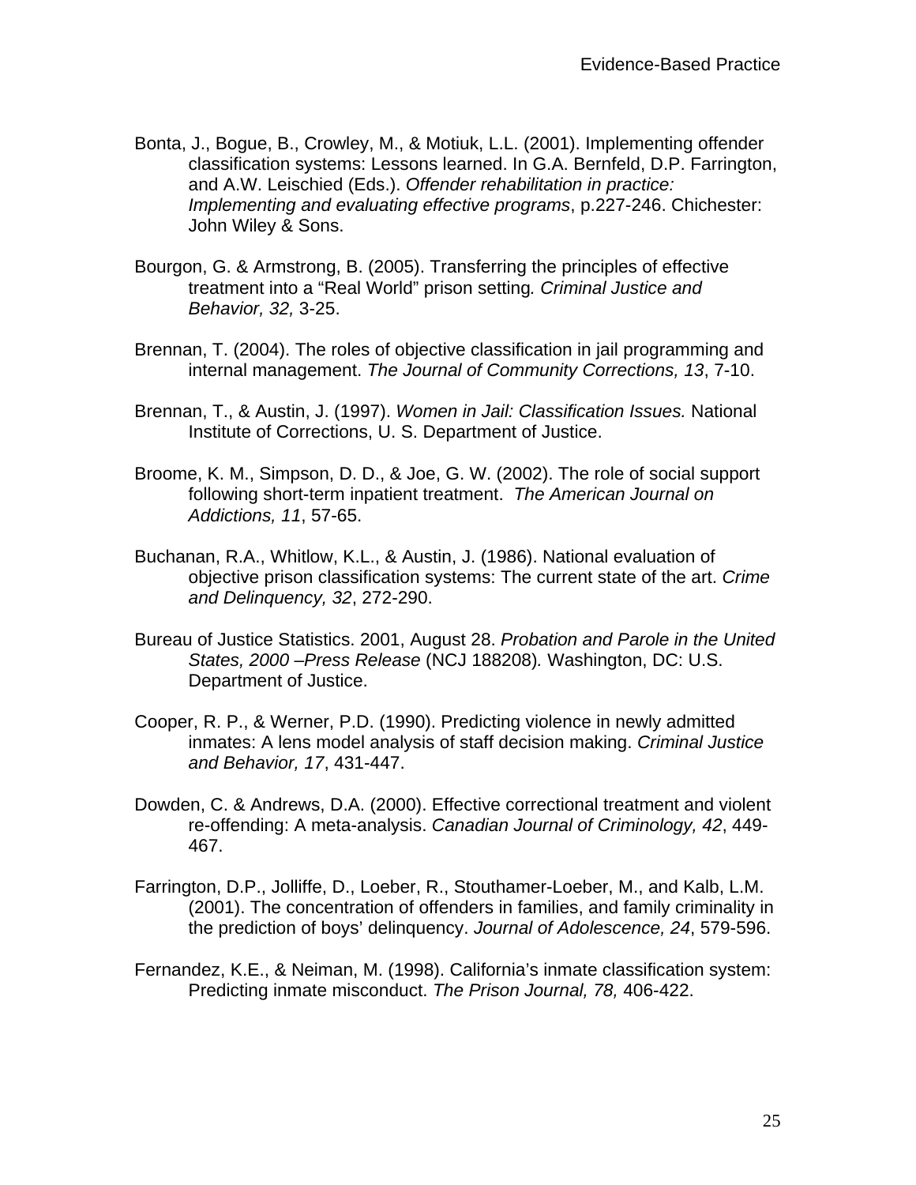Bonta, J., Bogue, B., Crowley, M., & Motiuk, L.L. (2001). Implementing offender classification systems: Lessons learned. In G.A. Bernfeld, D.P. Farrington, and A.W. Leischied (Eds.). *Offender rehabilitation in practice: Implementing and evaluating effective programs*, p.227-246. Chichester: John Wiley & Sons.

Bourgon, G. & Armstrong, B. (2005). Transferring the principles of effective treatment into a "Real World" prison setting*. Criminal Justice and Behavior, 32,* 3-25.

Brennan, T. (2004). The roles of objective classification in jail programming and internal management. *The Journal of Community Corrections, 13*, 7-10.

Brennan, T., & Austin, J. (1997). *Women in Jail: Classification Issues.* National Institute of Corrections, U. S. Department of Justice.

Broome, K. M., Simpson, D. D., & Joe, G. W. (2002). The role of social support following short-term inpatient treatment. *The American Journal on Addictions, 11*, 57-65.

Buchanan, R.A., Whitlow, K.L., & Austin, J. (1986). National evaluation of objective prison classification systems: The current state of the art. *Crime and Delinquency, 32*, 272-290.

Bureau of Justice Statistics. 2001, August 28. *Probation and Parole in the United States, 2000 –Press Release* (NCJ 188208)*.* Washington, DC: U.S. Department of Justice.

Cooper, R. P., & Werner, P.D. (1990). Predicting violence in newly admitted inmates: A lens model analysis of staff decision making. *Criminal Justice and Behavior, 17*, 431-447.

Dowden, C. & Andrews, D.A. (2000). Effective correctional treatment and violent re-offending: A meta-analysis. *Canadian Journal of Criminology, 42*, 449-467.

Farrington, D.P., Jolliffe, D., Loeber, R., Stouthamer-Loeber, M., and Kalb, L.M. (2001). The concentration of offenders in families, and family criminality in the prediction of boys' delinquency. *Journal of Adolescence, 24*, 579-596.

Fernandez, K.E., & Neiman, M. (1998). California's inmate classification system: Predicting inmate misconduct. *The Prison Journal, 78,* 406-422.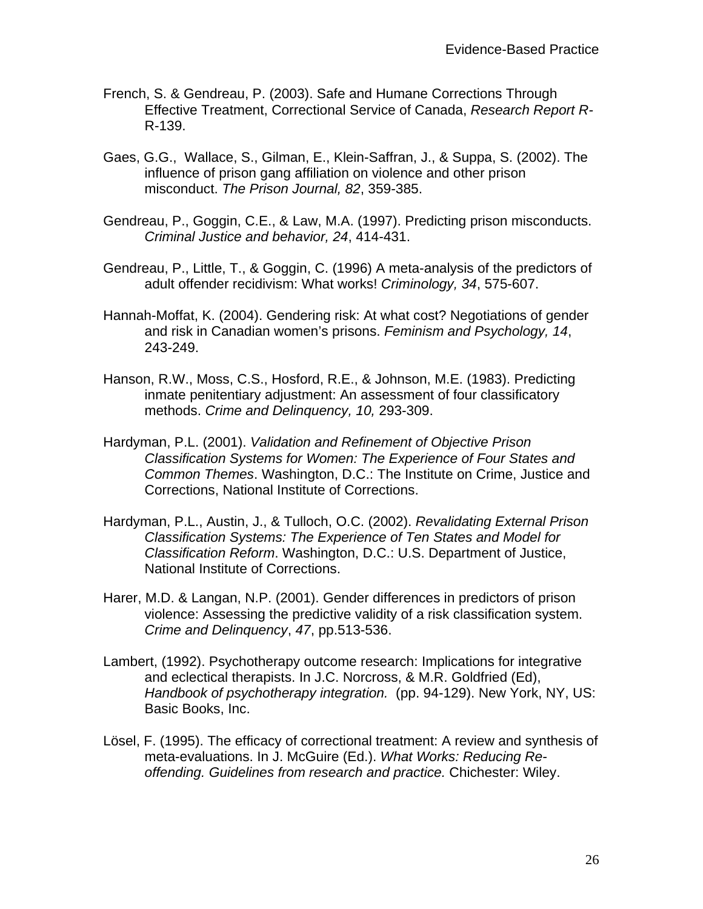French, S. & Gendreau, P. (2003). Safe and Humane Corrections Through Effective Treatment, Correctional Service of Canada, *Research Report R*-R-139.

Gaes, G.G., Wallace, S., Gilman, E., Klein-Saffran, J., & Suppa, S. (2002). The influence of prison gang affiliation on violence and other prison misconduct. *The Prison Journal, 82*, 359-385.

Gendreau, P., Goggin, C.E., & Law, M.A. (1997). Predicting prison misconducts. *Criminal Justice and behavior, 24*, 414-431.

Gendreau, P., Little, T., & Goggin, C. (1996) A meta-analysis of the predictors of adult offender recidivism: What works! *Criminology, 34*, 575-607.

Hannah-Moffat, K. (2004). Gendering risk: At what cost? Negotiations of gender and risk in Canadian women's prisons. *Feminism and Psychology, 14*, 243-249.

Hanson, R.W., Moss, C.S., Hosford, R.E., & Johnson, M.E. (1983). Predicting inmate penitentiary adjustment: An assessment of four classificatory methods. *Crime and Delinquency, 10,* 293-309.

Hardyman, P.L. (2001). *Validation and Refinement of Objective Prison Classification Systems for Women: The Experience of Four States and Common Themes*. Washington, D.C.: The Institute on Crime, Justice and Corrections, National Institute of Corrections.

Hardyman, P.L., Austin, J., & Tulloch, O.C. (2002). *Revalidating External Prison Classification Systems: The Experience of Ten States and Model for Classification Reform*. Washington, D.C.: U.S. Department of Justice, National Institute of Corrections.

Harer, M.D. & Langan, N.P. (2001). Gender differences in predictors of prison violence: Assessing the predictive validity of a risk classification system. *Crime and Delinquency*, *47*, pp.513-536.

Lambert, (1992). Psychotherapy outcome research: Implications for integrative and eclectical therapists. In J.C. Norcross, & M.R. Goldfried (Ed), *Handbook of psychotherapy integration.* (pp. 94-129). New York, NY, US: Basic Books, Inc.

Lösel, F. (1995). The efficacy of correctional treatment: A review and synthesis of meta-evaluations. In J. McGuire (Ed.). *What Works: Reducing Re-offending. Guidelines from research and practice.* Chichester: Wiley.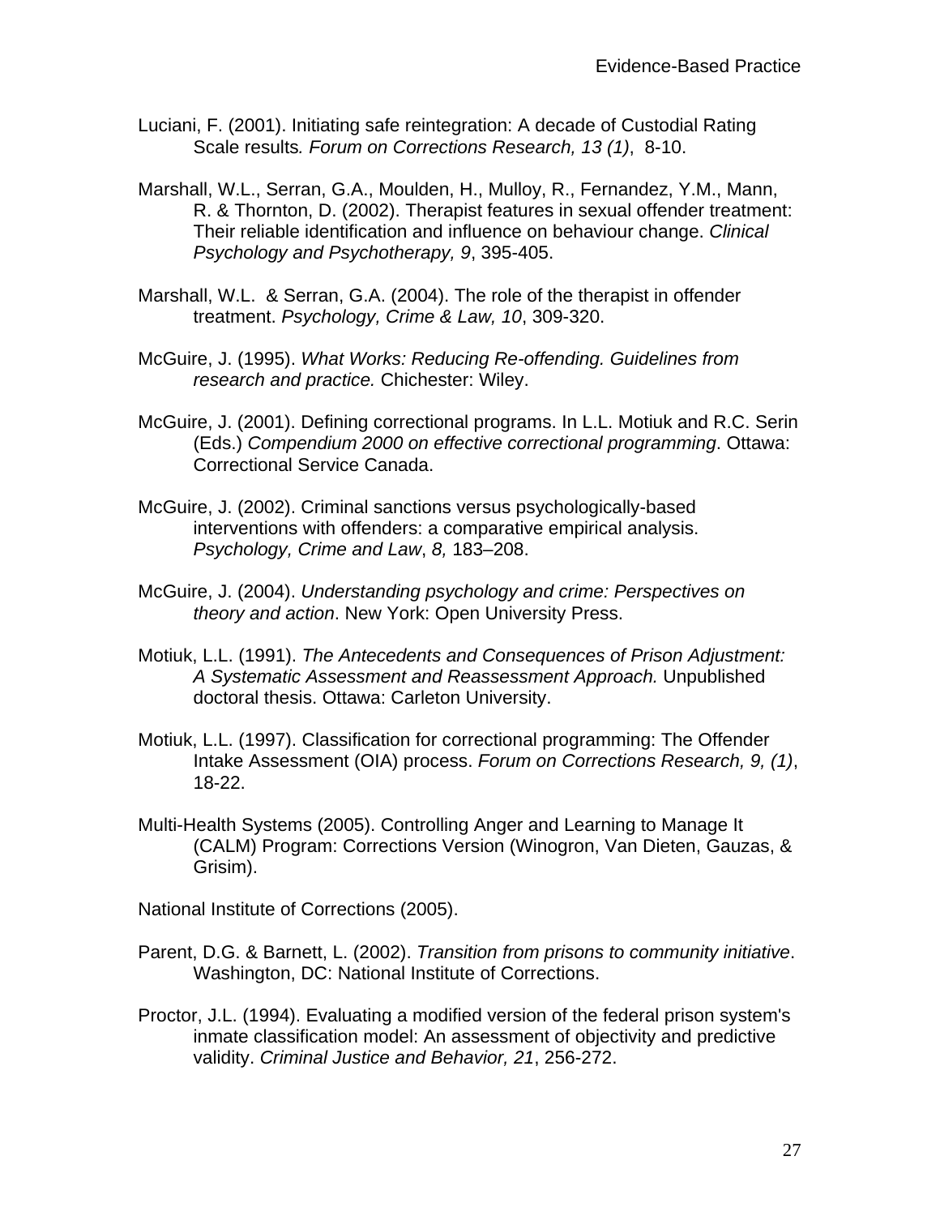Luciani, F. (2001). Initiating safe reintegration: A decade of Custodial Rating Scale results*. Forum on Corrections Research, 13 (1)*, 8-10.

Marshall, W.L., Serran, G.A., Moulden, H., Mulloy, R., Fernandez, Y.M., Mann, R. & Thornton, D. (2002). Therapist features in sexual offender treatment: Their reliable identification and influence on behaviour change. *Clinical Psychology and Psychotherapy, 9*, 395-405.

Marshall, W.L. & Serran, G.A. (2004). The role of the therapist in offender treatment. *Psychology, Crime & Law, 10*, 309-320.

McGuire, J. (1995). *What Works: Reducing Re-offending. Guidelines from research and practice.* Chichester: Wiley.

McGuire, J. (2001). Defining correctional programs. In L.L. Motiuk and R.C. Serin (Eds.) *Compendium 2000 on effective correctional programming*. Ottawa: Correctional Service Canada.

McGuire, J. (2002). Criminal sanctions versus psychologically-based interventions with offenders: a comparative empirical analysis. *Psychology, Crime and Law*, *8,* 183–208.

McGuire, J. (2004). *Understanding psychology and crime: Perspectives on theory and action*. New York: Open University Press.

Motiuk, L.L. (1991). *The Antecedents and Consequences of Prison Adjustment: A Systematic Assessment and Reassessment Approach.* Unpublished doctoral thesis. Ottawa: Carleton University.

Motiuk, L.L. (1997). Classification for correctional programming: The Offender Intake Assessment (OIA) process. *Forum on Corrections Research, 9, (1)*, 18-22.

Multi-Health Systems (2005). Controlling Anger and Learning to Manage It (CALM) Program: Corrections Version (Winogron, Van Dieten, Gauzas, & Grisim).

National Institute of Corrections (2005).

Parent, D.G. & Barnett, L. (2002). *Transition from prisons to community initiative*. Washington, DC: National Institute of Corrections.

Proctor, J.L. (1994). Evaluating a modified version of the federal prison system's inmate classification model: An assessment of objectivity and predictive validity. *Criminal Justice and Behavior, 21*, 256-272.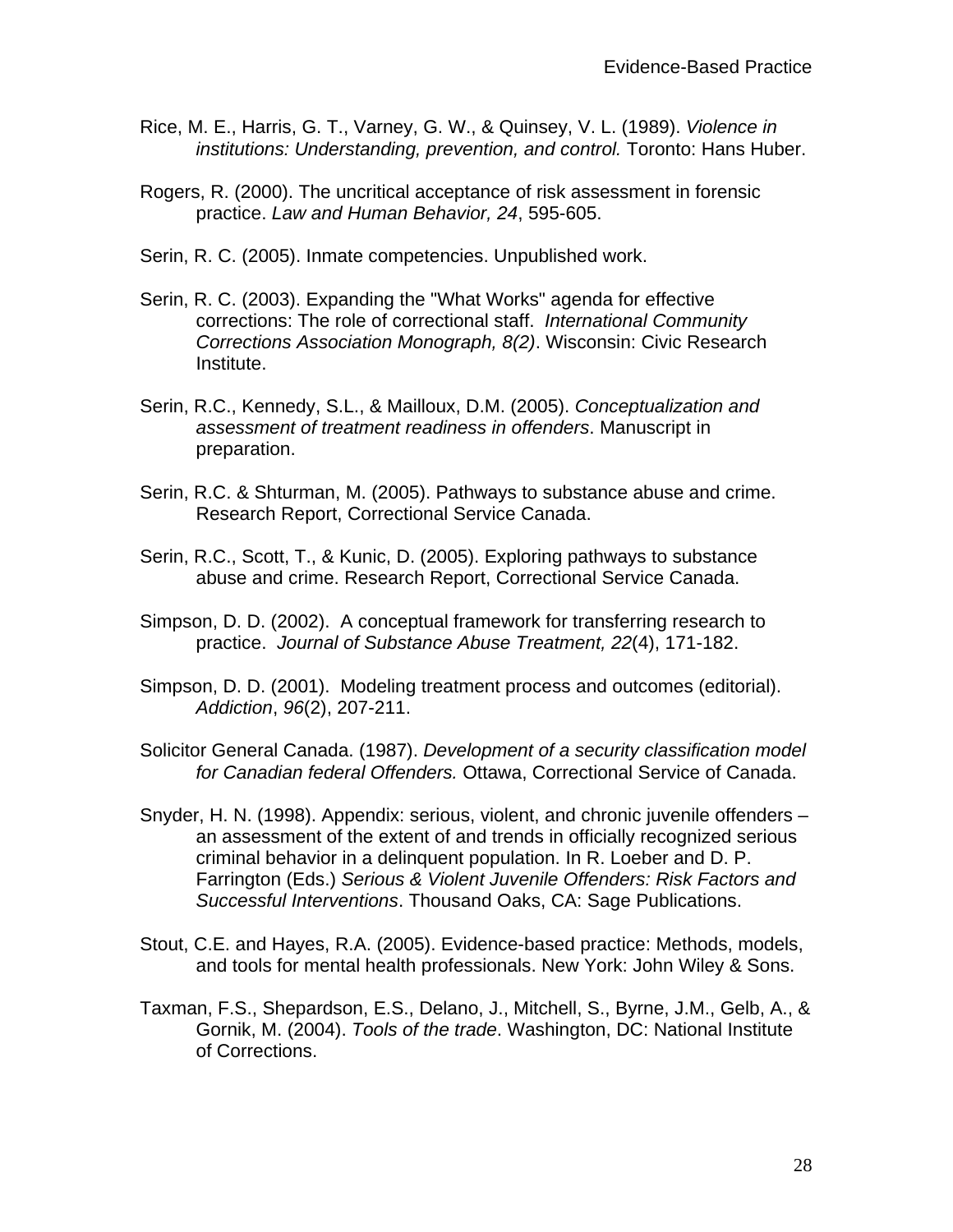Rice, M. E., Harris, G. T., Varney, G. W., & Quinsey, V. L. (1989). *Violence in institutions: Understanding, prevention, and control.* Toronto: Hans Huber.

Rogers, R. (2000). The uncritical acceptance of risk assessment in forensic practice. *Law and Human Behavior, 24*, 595-605.

Serin, R. C. (2005). Inmate competencies. Unpublished work.

Serin, R. C. (2003). Expanding the "What Works" agenda for effective corrections: The role of correctional staff. *International Community Corrections Association Monograph, 8(2)*. Wisconsin: Civic Research Institute.

Serin, R.C., Kennedy, S.L., & Mailloux, D.M. (2005). *Conceptualization and assessment of treatment readiness in offenders*. Manuscript in preparation.

Serin, R.C. & Shturman, M. (2005). Pathways to substance abuse and crime. Research Report, Correctional Service Canada.

Serin, R.C., Scott, T., & Kunic, D. (2005). Exploring pathways to substance abuse and crime. Research Report, Correctional Service Canada.

Simpson, D. D. (2002). A conceptual framework for transferring research to practice. *Journal of Substance Abuse Treatment, 22*(4), 171-182.

Simpson, D. D. (2001). Modeling treatment process and outcomes (editorial). *Addiction*, *96*(2), 207-211.

Solicitor General Canada. (1987). *Development of a security classification model for Canadian federal Offenders.* Ottawa, Correctional Service of Canada.

Snyder, H. N. (1998). Appendix: serious, violent, and chronic juvenile offenders – an assessment of the extent of and trends in officially recognized serious criminal behavior in a delinquent population. In R. Loeber and D. P. Farrington (Eds.) *Serious & Violent Juvenile Offenders: Risk Factors and Successful Interventions*. Thousand Oaks, CA: Sage Publications.

Stout, C.E. and Hayes, R.A. (2005). Evidence-based practice: Methods, models, and tools for mental health professionals. New York: John Wiley & Sons.

Taxman, F.S., Shepardson, E.S., Delano, J., Mitchell, S., Byrne, J.M., Gelb, A., & Gornik, M. (2004). *Tools of the trade*. Washington, DC: National Institute of Corrections.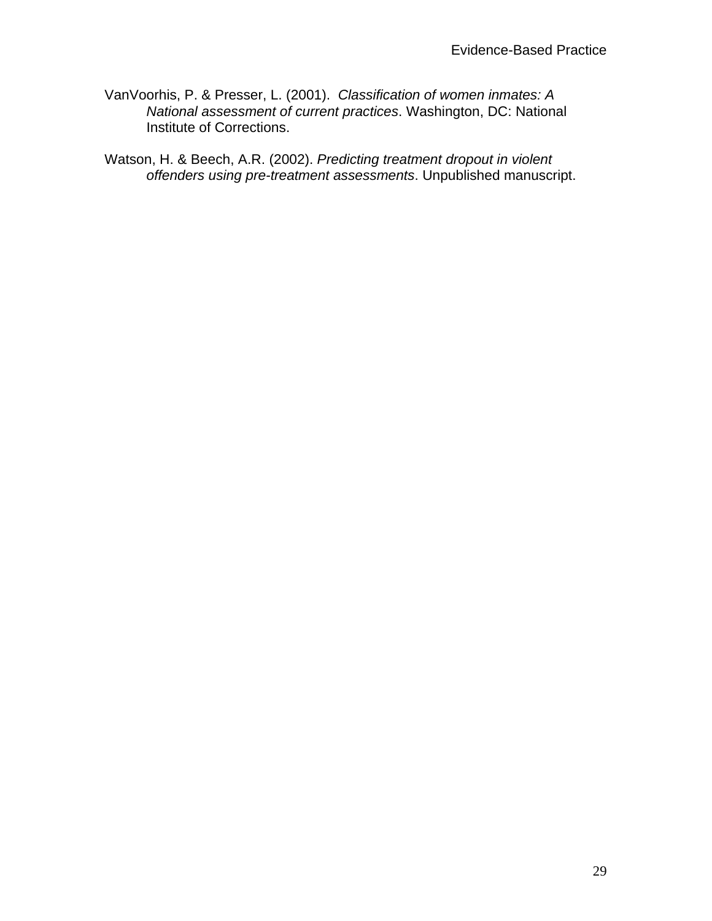VanVoorhis, P. & Presser, L. (2001). *Classification of women inmates: A National assessment of current practices*. Washington, DC: National Institute of Corrections.

Watson, H. & Beech, A.R. (2002). *Predicting treatment dropout in violent offenders using pre-treatment assessments*. Unpublished manuscript.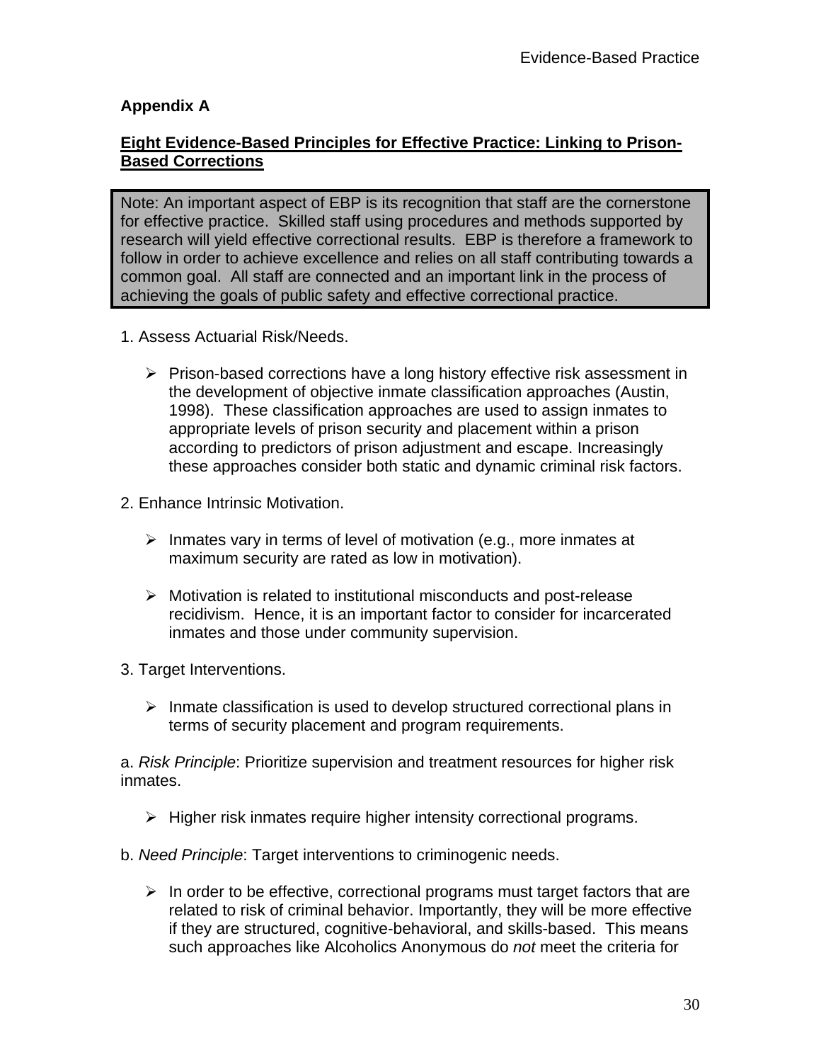**Appendix A**

**Eight Evidence-Based Principles for Effective Practice: Linking to Prison-Based Corrections**

> Note: An important aspect of EBP is its recognition that staff are the cornerstone for effective practice. Skilled staff using procedures and methods supported by research will yield effective correctional results. EBP is therefore a framework to follow in order to achieve excellence and relies on all staff contributing towards a common goal. All staff are connected and an important link in the process of achieving the goals of public safety and effective correctional practice.

1. Assess Actuarial Risk/Needs.

- Prison-based corrections have a long history effective risk assessment in the development of objective inmate classification approaches (Austin, 1998). These classification approaches are used to assign inmates to appropriate levels of prison security and placement within a prison according to predictors of prison adjustment and escape. Increasingly these approaches consider both static and dynamic criminal risk factors.

2. Enhance Intrinsic Motivation.

- Inmates vary in terms of level of motivation (e.g., more inmates at maximum security are rated as low in motivation).
- Motivation is related to institutional misconducts and post-release recidivism. Hence, it is an important factor to consider for incarcerated inmates and those under community supervision.

3. Target Interventions.

- Inmate classification is used to develop structured correctional plans in terms of security placement and program requirements.

a. *Risk Principle*: Prioritize supervision and treatment resources for higher risk inmates.

- Higher risk inmates require higher intensity correctional programs.

b. *Need Principle*: Target interventions to criminogenic needs.

- In order to be effective, correctional programs must target factors that are related to risk of criminal behavior. Importantly, they will be more effective if they are structured, cognitive-behavioral, and skills-based. This means such approaches like Alcoholics Anonymous do *not* meet the criteria for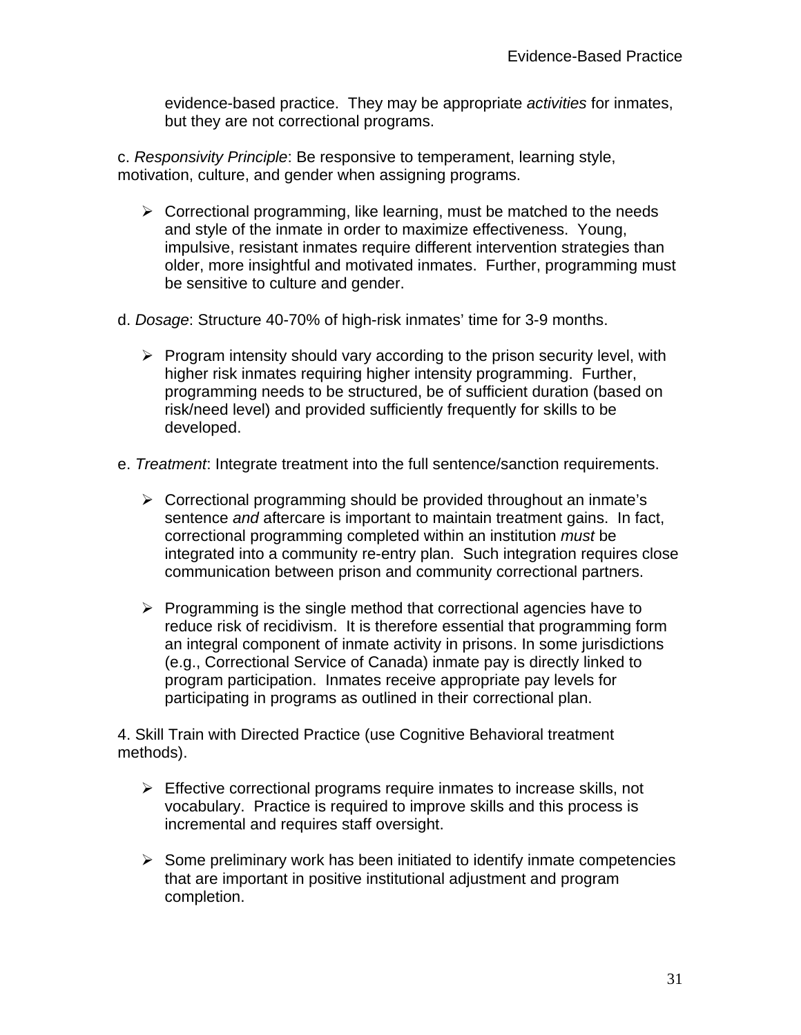evidence-based practice. They may be appropriate *activities* for inmates, but they are not correctional programs.

c. *Responsivity Principle*: Be responsive to temperament, learning style, motivation, culture, and gender when assigning programs.

- Correctional programming, like learning, must be matched to the needs and style of the inmate in order to maximize effectiveness. Young, impulsive, resistant inmates require different intervention strategies than older, more insightful and motivated inmates. Further, programming must be sensitive to culture and gender.

d. *Dosage*: Structure 40-70% of high-risk inmates' time for 3-9 months.

- Program intensity should vary according to the prison security level, with higher risk inmates requiring higher intensity programming. Further, programming needs to be structured, be of sufficient duration (based on risk/need level) and provided sufficiently frequently for skills to be developed.

e. *Treatment*: Integrate treatment into the full sentence/sanction requirements.

- Correctional programming should be provided throughout an inmate's sentence *and* aftercare is important to maintain treatment gains. In fact, correctional programming completed within an institution *must* be integrated into a community re-entry plan. Such integration requires close communication between prison and community correctional partners.

- Programming is the single method that correctional agencies have to reduce risk of recidivism. It is therefore essential that programming form an integral component of inmate activity in prisons. In some jurisdictions (e.g., Correctional Service of Canada) inmate pay is directly linked to program participation. Inmates receive appropriate pay levels for participating in programs as outlined in their correctional plan.

4. Skill Train with Directed Practice (use Cognitive Behavioral treatment methods).

- Effective correctional programs require inmates to increase skills, not vocabulary. Practice is required to improve skills and this process is incremental and requires staff oversight.

- Some preliminary work has been initiated to identify inmate competencies that are important in positive institutional adjustment and program completion.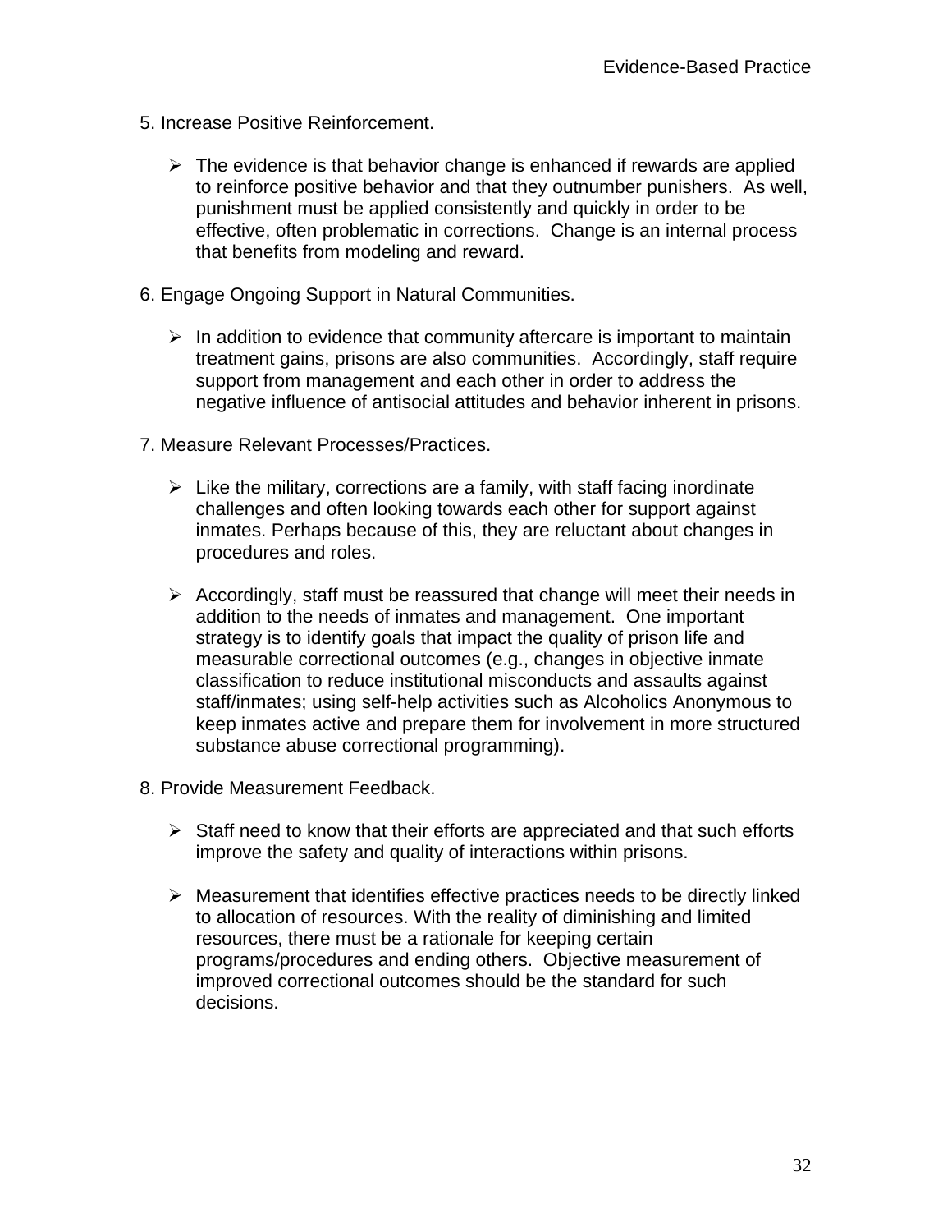5. Increase Positive Reinforcement.

- The evidence is that behavior change is enhanced if rewards are applied to reinforce positive behavior and that they outnumber punishers. As well, punishment must be applied consistently and quickly in order to be effective, often problematic in corrections. Change is an internal process that benefits from modeling and reward.

6. Engage Ongoing Support in Natural Communities.

- In addition to evidence that community aftercare is important to maintain treatment gains, prisons are also communities. Accordingly, staff require support from management and each other in order to address the negative influence of antisocial attitudes and behavior inherent in prisons.

7. Measure Relevant Processes/Practices.

- Like the military, corrections are a family, with staff facing inordinate challenges and often looking towards each other for support against inmates. Perhaps because of this, they are reluctant about changes in procedures and roles.

- Accordingly, staff must be reassured that change will meet their needs in addition to the needs of inmates and management. One important strategy is to identify goals that impact the quality of prison life and measurable correctional outcomes (e.g., changes in objective inmate classification to reduce institutional misconducts and assaults against staff/inmates; using self-help activities such as Alcoholics Anonymous to keep inmates active and prepare them for involvement in more structured substance abuse correctional programming).

8. Provide Measurement Feedback.

- Staff need to know that their efforts are appreciated and that such efforts improve the safety and quality of interactions within prisons.

- Measurement that identifies effective practices needs to be directly linked to allocation of resources. With the reality of diminishing and limited resources, there must be a rationale for keeping certain programs/procedures and ending others. Objective measurement of improved correctional outcomes should be the standard for such decisions.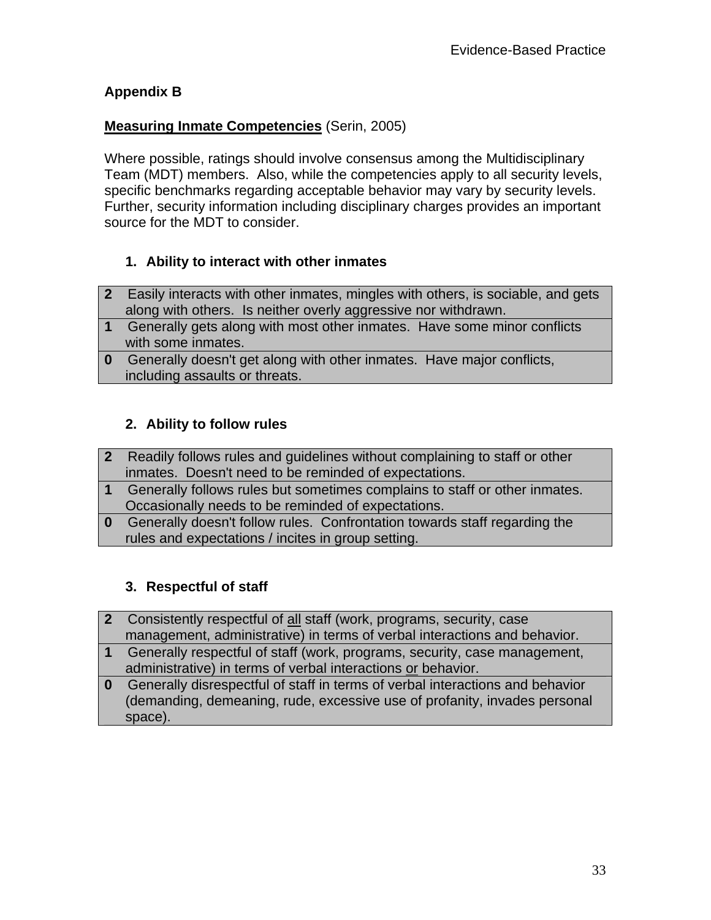## Appendix B

**Measuring Inmate Competencies** (Serin, 2005)

Where possible, ratings should involve consensus among the Multidisciplinary Team (MDT) members. Also, while the competencies apply to all security levels, specific benchmarks regarding acceptable behavior may vary by security levels. Further, security information including disciplinary charges provides an important source for the MDT to consider.

### 1. Ability to interact with other inmates

| Score | Description |
|---|---|
| **2** | Easily interacts with other inmates, mingles with others, is sociable, and gets along with others. Is neither overly aggressive nor withdrawn. |
| **1** | Generally gets along with most other inmates. Have some minor conflicts with some inmates. |
| **0** | Generally doesn't get along with other inmates. Have major conflicts, including assaults or threats. |

### 2. Ability to follow rules

| Score | Description |
|---|---|
| **2** | Readily follows rules and guidelines without complaining to staff or other inmates. Doesn't need to be reminded of expectations. |
| **1** | Generally follows rules but sometimes complains to staff or other inmates. Occasionally needs to be reminded of expectations. |
| **0** | Generally doesn't follow rules. Confrontation towards staff regarding the rules and expectations / incites in group setting. |

### 3. Respectful of staff

| Score | Description |
|---|---|
| **2** | Consistently respectful of <u>all</u> staff (work, programs, security, case management, administrative) in terms of verbal interactions and behavior. |
| **1** | Generally respectful of staff (work, programs, security, case management, administrative) in terms of verbal interactions <u>or</u> behavior. |
| **0** | Generally disrespectful of staff in terms of verbal interactions and behavior (demanding, demeaning, rude, excessive use of profanity, invades personal space). |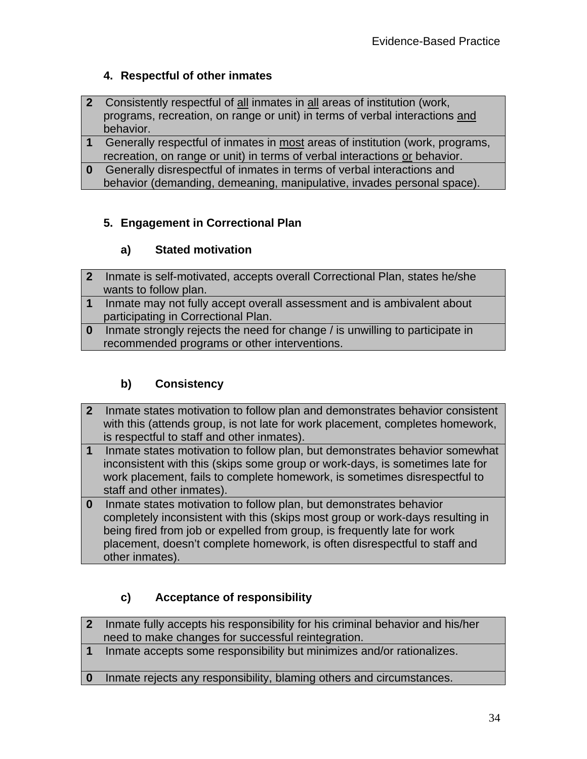**4. Respectful of other inmates**

| Score | Description |
|---|---|
| **2** | Consistently respectful of <u>all</u> inmates in <u>all</u> areas of institution (work, programs, recreation, on range or unit) in terms of verbal interactions <u>and</u> behavior. |
| **1** | Generally respectful of inmates in <u>most</u> areas of institution (work, programs, recreation, on range or unit) in terms of verbal interactions <u>or</u> behavior. |
| **0** | Generally disrespectful of inmates in terms of verbal interactions and behavior (demanding, demeaning, manipulative, invades personal space). |

**5. Engagement in Correctional Plan**

**a) Stated motivation**

| Score | Description |
|---|---|
| **2** | Inmate is self-motivated, accepts overall Correctional Plan, states he/she wants to follow plan. |
| **1** | Inmate may not fully accept overall assessment and is ambivalent about participating in Correctional Plan. |
| **0** | Inmate strongly rejects the need for change / is unwilling to participate in recommended programs or other interventions. |

**b) Consistency**

| Score | Description |
|---|---|
| **2** | Inmate states motivation to follow plan and demonstrates behavior consistent with this (attends group, is not late for work placement, completes homework, is respectful to staff and other inmates). |
| **1** | Inmate states motivation to follow plan, but demonstrates behavior somewhat inconsistent with this (skips some group or work-days, is sometimes late for work placement, fails to complete homework, is sometimes disrespectful to staff and other inmates). |
| **0** | Inmate states motivation to follow plan, but demonstrates behavior completely inconsistent with this (skips most group or work-days resulting in being fired from job or expelled from group, is frequently late for work placement, doesn't complete homework, is often disrespectful to staff and other inmates). |

**c) Acceptance of responsibility**

| Score | Description |
|---|---|
| **2** | Inmate fully accepts his responsibility for his criminal behavior and his/her need to make changes for successful reintegration. |
| **1** | Inmate accepts some responsibility but minimizes and/or rationalizes. |
| **0** | Inmate rejects any responsibility, blaming others and circumstances. |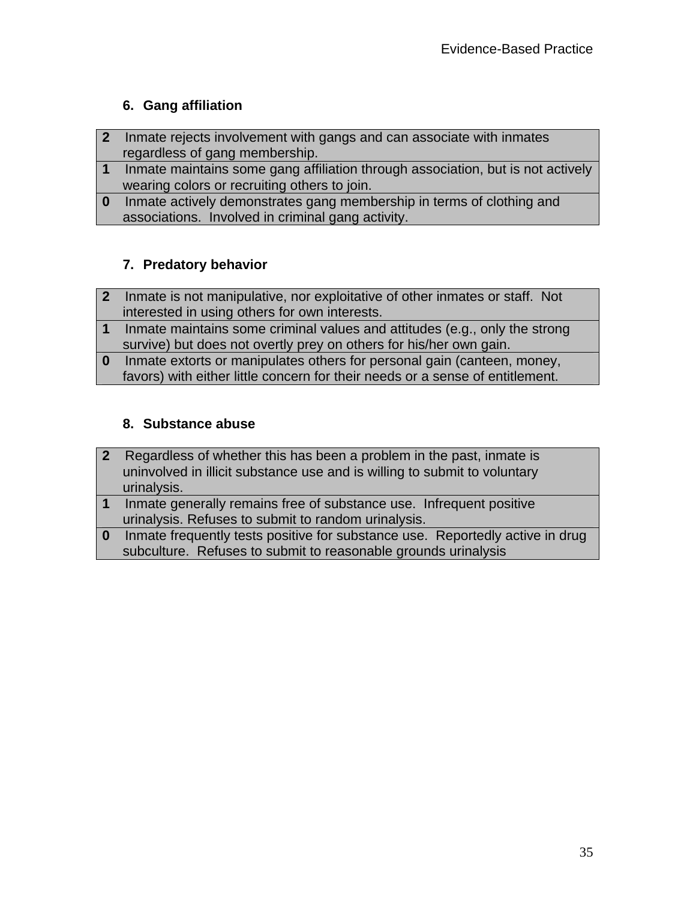### 6. Gang affiliation

| Score | Description |
| --- | --- |
| **2** | Inmate rejects involvement with gangs and can associate with inmates regardless of gang membership. |
| **1** | Inmate maintains some gang affiliation through association, but is not actively wearing colors or recruiting others to join. |
| **0** | Inmate actively demonstrates gang membership in terms of clothing and associations. Involved in criminal gang activity. |

### 7. Predatory behavior

| Score | Description |
| --- | --- |
| **2** | Inmate is not manipulative, nor exploitative of other inmates or staff. Not interested in using others for own interests. |
| **1** | Inmate maintains some criminal values and attitudes (e.g., only the strong survive) but does not overtly prey on others for his/her own gain. |
| **0** | Inmate extorts or manipulates others for personal gain (canteen, money, favors) with either little concern for their needs or a sense of entitlement. |

### 8. Substance abuse

| Score | Description |
| --- | --- |
| **2** | Regardless of whether this has been a problem in the past, inmate is uninvolved in illicit substance use and is willing to submit to voluntary urinalysis. |
| **1** | Inmate generally remains free of substance use. Infrequent positive urinalysis. Refuses to submit to random urinalysis. |
| **0** | Inmate frequently tests positive for substance use. Reportedly active in drug subculture. Refuses to submit to reasonable grounds urinalysis |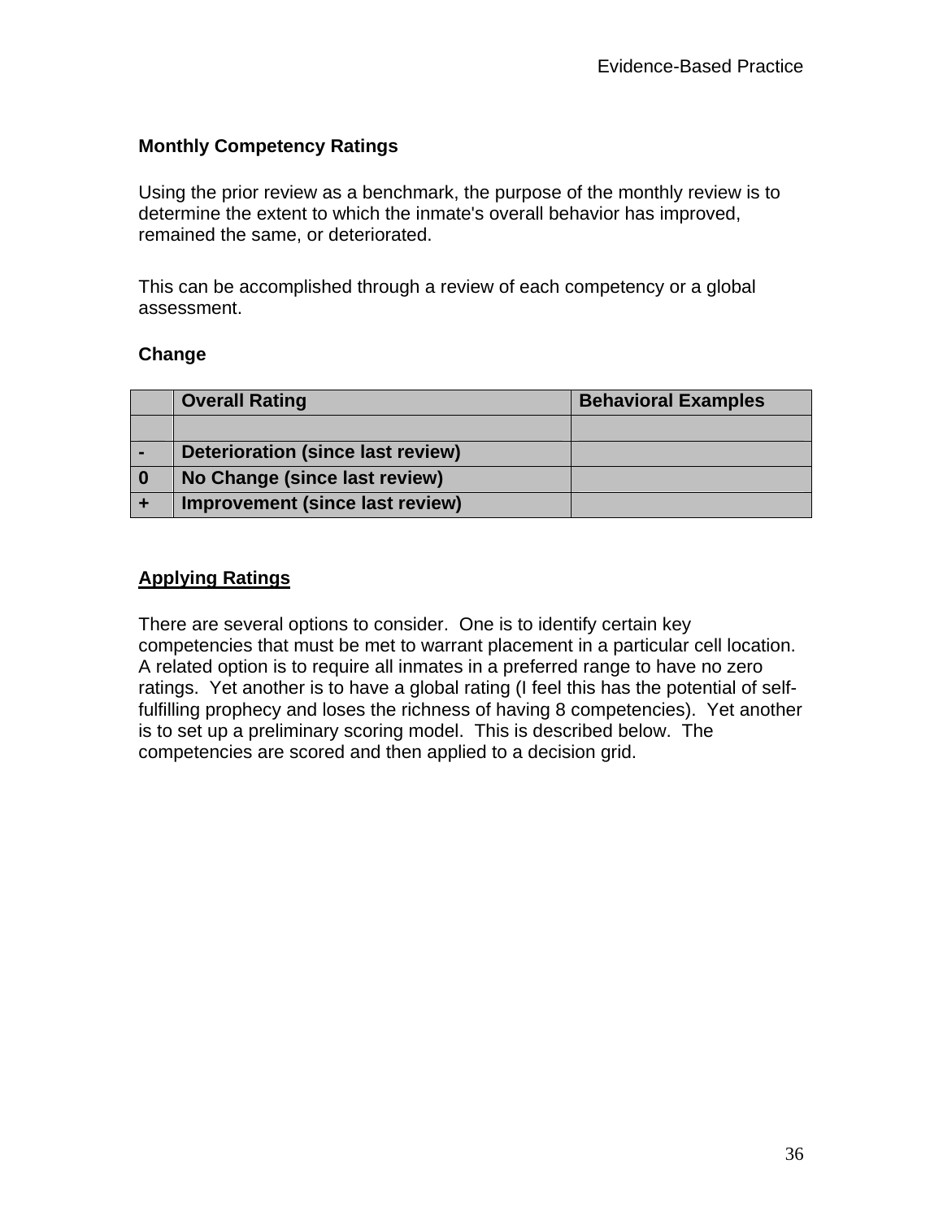**Monthly Competency Ratings**

Using the prior review as a benchmark, the purpose of the monthly review is to determine the extent to which the inmate's overall behavior has improved, remained the same, or deteriorated.

This can be accomplished through a review of each competency or a global assessment.

**Change**

| | Overall Rating | Behavioral Examples |
|---|---|---|
| | | |
| - | Deterioration (since last review) | |
| 0 | No Change (since last review) | |
| + | Improvement (since last review) | |

**Applying Ratings**

There are several options to consider. One is to identify certain key competencies that must be met to warrant placement in a particular cell location. A related option is to require all inmates in a preferred range to have no zero ratings. Yet another is to have a global rating (I feel this has the potential of self-fulfilling prophecy and loses the richness of having 8 competencies). Yet another is to set up a preliminary scoring model. This is described below. The competencies are scored and then applied to a decision grid.